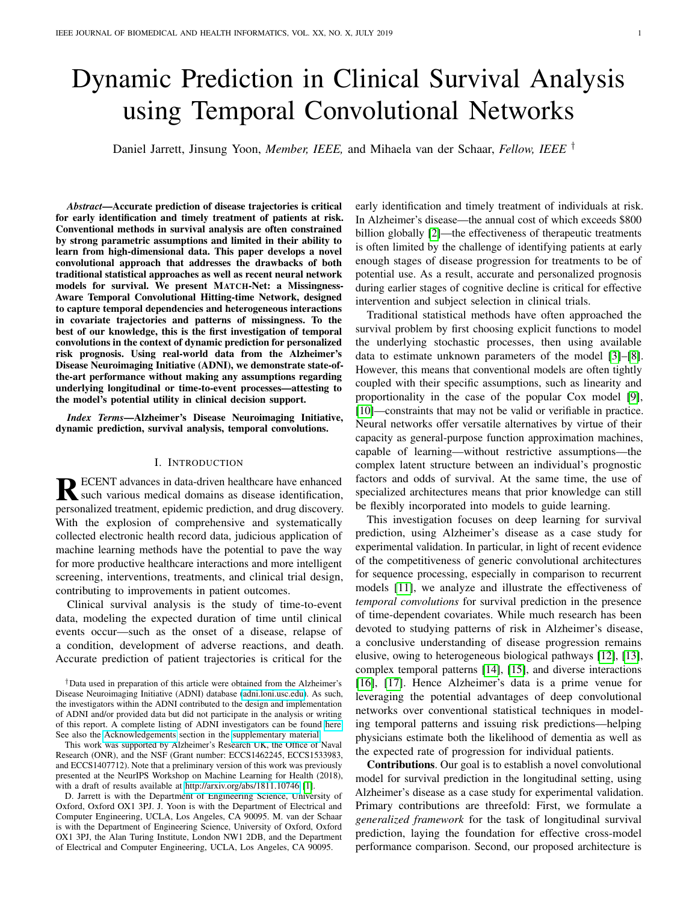# Dynamic Prediction in Clinical Survival Analysis using Temporal Convolutional Networks

Daniel Jarrett, Jinsung Yoon, *Member, IEEE,* and Mihaela van der Schaar, *Fellow, IEEE* †

***Abstract*—Accurate prediction of disease trajectories is critical for early identification and timely treatment of patients at risk. Conventional methods in survival analysis are often constrained by strong parametric assumptions and limited in their ability to learn from high-dimensional data. This paper develops a novel convolutional approach that addresses the drawbacks of both traditional statistical approaches as well as recent neural network models for survival. We present MATCH-Net: a Missingness-Aware Temporal Convolutional Hitting-time Network, designed to capture temporal dependencies and heterogeneous interactions in covariate trajectories and patterns of missingness. To the best of our knowledge, this is the first investigation of temporal convolutions in the context of dynamic prediction for personalized risk prognosis. Using real-world data from the Alzheimer's Disease Neuroimaging Initiative (ADNI), we demonstrate state-of-the-art performance without making any assumptions regarding underlying longitudinal or time-to-event processes—attesting to the model's potential utility in clinical decision support.**

***Index Terms*—Alzheimer's Disease Neuroimaging Initiative, dynamic prediction, survival analysis, temporal convolutions.**

## I. INTRODUCTION

RECENT advances in data-driven healthcare have enhanced such various medical domains as disease identification, personalized treatment, epidemic prediction, and drug discovery. With the explosion of comprehensive and systematically collected electronic health record data, judicious application of machine learning methods have the potential to pave the way for more productive healthcare interactions and more intelligent screening, interventions, treatments, and clinical trial design, contributing to improvements in patient outcomes.

Clinical survival analysis is the study of time-to-event data, modeling the expected duration of time until clinical events occur—such as the onset of a disease, relapse of a condition, development of adverse reactions, and death. Accurate prediction of patient trajectories is critical for the early identification and timely treatment of individuals at risk. In Alzheimer's disease—the annual cost of which exceeds $800 billion globally [2]—the effectiveness of therapeutic treatments is often limited by the challenge of identifying patients at early enough stages of disease progression for treatments to be of potential use. As a result, accurate and personalized prognosis during earlier stages of cognitive decline is critical for effective intervention and subject selection in clinical trials.

Traditional statistical methods have often approached the survival problem by first choosing explicit functions to model the underlying stochastic processes, then using available data to estimate unknown parameters of the model [3]–[8]. However, this means that conventional models are often tightly coupled with their specific assumptions, such as linearity and proportionality in the case of the popular Cox model [9], [10]—constraints that may not be valid or verifiable in practice. Neural networks offer versatile alternatives by virtue of their capacity as general-purpose function approximation machines, capable of learning—without restrictive assumptions—the complex latent structure between an individual's prognostic factors and odds of survival. At the same time, the use of specialized architectures means that prior knowledge can still be flexibly incorporated into models to guide learning.

This investigation focuses on deep learning for survival prediction, using Alzheimer's disease as a case study for experimental validation. In particular, in light of recent evidence of the competitiveness of generic convolutional architectures for sequence processing, especially in comparison to recurrent models [11], we analyze and illustrate the effectiveness of *temporal convolutions* for survival prediction in the presence of time-dependent covariates. While much research has been devoted to studying patterns of risk in Alzheimer's disease, a conclusive understanding of disease progression remains elusive, owing to heterogeneous biological pathways [12], [13], complex temporal patterns [14], [15], and diverse interactions [16], [17]. Hence Alzheimer's data is a prime venue for leveraging the potential advantages of deep convolutional networks over conventional statistical techniques in modeling temporal patterns and issuing risk predictions—helping physicians estimate both the likelihood of dementia as well as the expected rate of progression for individual patients.

**Contributions**. Our goal is to establish a novel convolutional model for survival prediction in the longitudinal setting, using Alzheimer's disease as a case study for experimental validation. Primary contributions are threefold: First, we formulate a *generalized framework* for the task of longitudinal survival prediction, laying the foundation for effective cross-model performance comparison. Second, our proposed architecture is

---

†Data used in preparation of this article were obtained from the Alzheimer's Disease Neuroimaging Initiative (ADNI) database (adni.loni.usc.edu). As such, the investigators within the ADNI contributed to the design and implementation of ADNI and/or provided data but did not participate in the analysis or writing of this report. A complete listing of ADNI investigators can be found here. See also the Acknowledgements section in the supplementary material.

This work was supported by Alzheimer's Research UK, the Office of Naval Research (ONR), and the NSF (Grant number: ECCS1462245, ECCS1533983, and ECCS1407712). Note that a preliminary version of this work was previously presented at the NeurIPS Workshop on Machine Learning for Health (2018), with a draft of results available at http://arxiv.org/abs/1811.10746 [1].

D. Jarrett is with the Department of Engineering Science, University of Oxford, Oxford OX1 3PJ. J. Yoon is with the Department of Electrical and Computer Engineering, UCLA, Los Angeles, CA 90095. M. van der Schaar is with the Department of Engineering Science, University of Oxford, Oxford OX1 3PJ, the Alan Turing Institute, London NW1 2DB, and the Department of Electrical and Computer Engineering, UCLA, Los Angeles, CA 90095.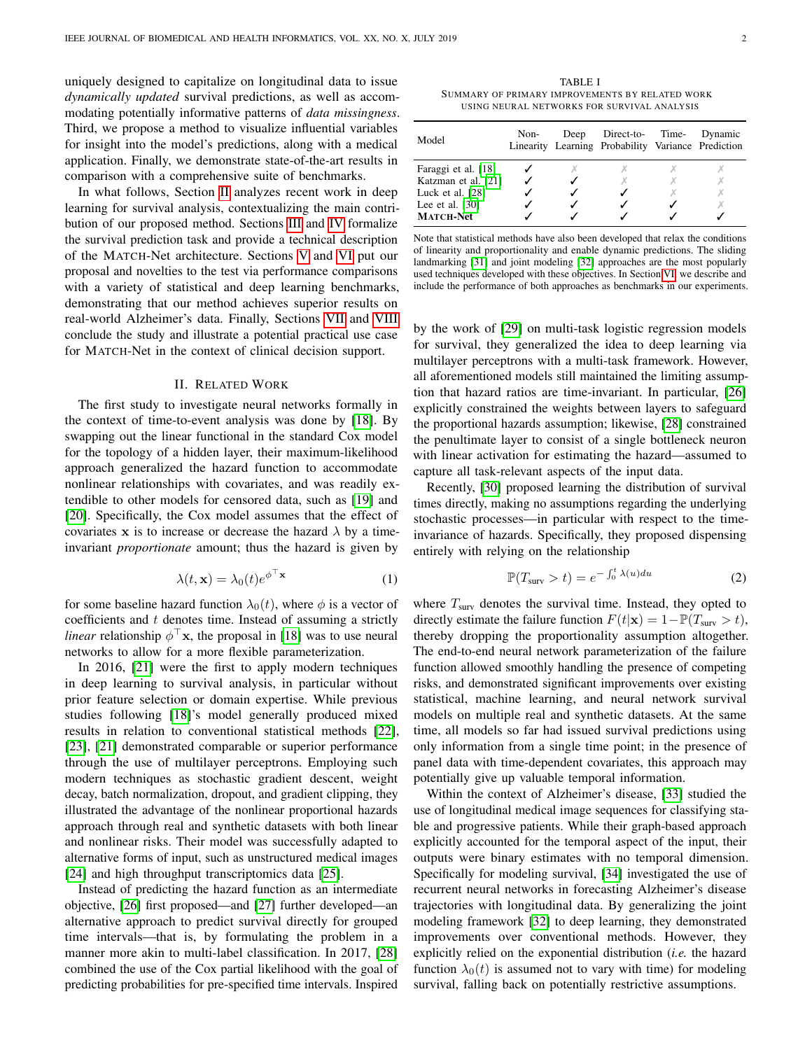uniquely designed to capitalize on longitudinal data to issue *dynamically updated* survival predictions, as well as accommodating potentially informative patterns of *data missingness*. Third, we propose a method to visualize influential variables for insight into the model's predictions, along with a medical application. Finally, we demonstrate state-of-the-art results in comparison with a comprehensive suite of benchmarks.

In what follows, Section II analyzes recent work in deep learning for survival analysis, contextualizing the main contribution of our proposed method. Sections III and IV formalize the survival prediction task and provide a technical description of the MATCH-Net architecture. Sections V and VI put our proposal and novelties to the test via performance comparisons with a variety of statistical and deep learning benchmarks, demonstrating that our method achieves superior results on real-world Alzheimer's data. Finally, Sections VII and VIII conclude the study and illustrate a potential practical use case for MATCH-Net in the context of clinical decision support.

## II. Related Work

The first study to investigate neural networks formally in the context of time-to-event analysis was done by [18]. By swapping out the linear functional in the standard Cox model for the topology of a hidden layer, their maximum-likelihood approach generalized the hazard function to accommodate nonlinear relationships with covariates, and was readily extendible to other models for censored data, such as [19] and [20]. Specifically, the Cox model assumes that the effect of covariates $\mathbf{x}$ is to increase or decrease the hazard $\lambda$ by a time-invariant *proportionate* amount; thus the hazard is given by

$$\lambda(t, \mathbf{x}) = \lambda_0(t) e^{\phi^\top \mathbf{x}} \tag{1}$$

for some baseline hazard function $\lambda_0(t)$, where $\phi$ is a vector of coefficients and $t$ denotes time. Instead of assuming a strictly *linear* relationship $\phi^\top \mathbf{x}$, the proposal in [18] was to use neural networks to allow for a more flexible parameterization.

In 2016, [21] were the first to apply modern techniques in deep learning to survival analysis, in particular without prior feature selection or domain expertise. While previous studies following [18]'s model generally produced mixed results in relation to conventional statistical methods [22], [23], [21] demonstrated comparable or superior performance through the use of multilayer perceptrons. Employing such modern techniques as stochastic gradient descent, weight decay, batch normalization, dropout, and gradient clipping, they illustrated the advantage of the nonlinear proportional hazards approach through real and synthetic datasets with both linear and nonlinear risks. Their model was successfully adapted to alternative forms of input, such as unstructured medical images [24] and high throughput transcriptomics data [25].

Instead of predicting the hazard function as an intermediate objective, [26] first proposed—and [27] further developed—an alternative approach to predict survival directly for grouped time intervals—that is, by formulating the problem in a manner more akin to multi-label classification. In 2017, [28] combined the use of the Cox partial likelihood with the goal of predicting probabilities for pre-specified time intervals. Inspired by the work of [29] on multi-task logistic regression models for survival, they generalized the idea to deep learning via multilayer perceptrons with a multi-task framework. However, all aforementioned models still maintained the limiting assumption that hazard ratios are time-invariant. In particular, [26] explicitly constrained the weights between layers to safeguard the proportional hazards assumption; likewise, [28] constrained the penultimate layer to consist of a single bottleneck neuron with linear activation for estimating the hazard—assumed to capture all task-relevant aspects of the input data.

TABLE I
SUMMARY OF PRIMARY IMPROVEMENTS BY RELATED WORK USING NEURAL NETWORKS FOR SURVIVAL ANALYSIS

| Model | Non-Linearity | Deep Learning | Direct-to-Probability | Time-Variance | Dynamic Prediction |
|---|---|---|---|---|---|
| Faraggi et al. [18] | ✓ | ✗ | ✗ | ✗ | ✗ |
| Katzman et al. [21] | ✓ | ✓ | ✗ | ✗ | ✗ |
| Luck et al. [28] | ✓ | ✓ | ✓ | ✗ | ✗ |
| Lee et al. [30] | ✓ | ✓ | ✓ | ✓ | ✗ |
| **MATCH-Net** | ✓ | ✓ | ✓ | ✓ | ✓ |

Note that statistical methods have also been developed that relax the conditions of linearity and proportionality and enable dynamic predictions. The sliding landmarking [31] and joint modeling [32] approaches are the most popularly used techniques developed with these objectives. In Section VI, we describe and include the performance of both approaches as benchmarks in our experiments.

Recently, [30] proposed learning the distribution of survival times directly, making no assumptions regarding the underlying stochastic processes—in particular with respect to the time-invariance of hazards. Specifically, they proposed dispensing entirely with relying on the relationship

$$\mathbb{P}(T_{\text{surv}} > t) = e^{-\int_0^t \lambda(u) du} \tag{2}$$

where $T_{\text{surv}}$ denotes the survival time. Instead, they opted to directly estimate the failure function $F(t|\mathbf{x}) = 1 - \mathbb{P}(T_{\text{surv}} > t)$, thereby dropping the proportionality assumption altogether. The end-to-end neural network parameterization of the failure function allowed smoothly handling the presence of competing risks, and demonstrated significant improvements over existing statistical, machine learning, and neural network survival models on multiple real and synthetic datasets. At the same time, all models so far had issued survival predictions using only information from a single time point; in the presence of panel data with time-dependent covariates, this approach may potentially give up valuable temporal information.

Within the context of Alzheimer's disease, [33] studied the use of longitudinal medical image sequences for classifying stable and progressive patients. While their graph-based approach explicitly accounted for the temporal aspect of the input, their outputs were binary estimates with no temporal dimension. Specifically for modeling survival, [34] investigated the use of recurrent neural networks in forecasting Alzheimer's disease trajectories with longitudinal data. By generalizing the joint modeling framework [32] to deep learning, they demonstrated improvements over conventional methods. However, they explicitly relied on the exponential distribution (*i.e.* the hazard function $\lambda_0(t)$ is assumed not to vary with time) for modeling survival, falling back on potentially restrictive assumptions.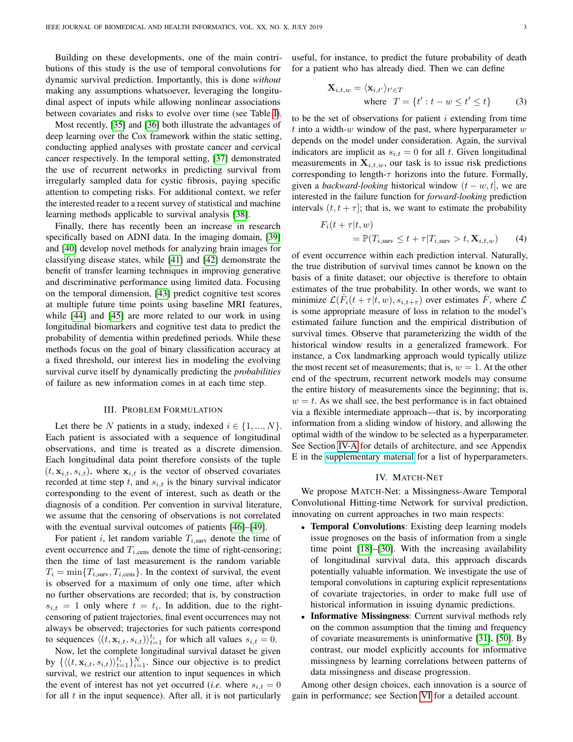Building on these developments, one of the main contributions of this study is the use of temporal convolutions for dynamic survival prediction. Importantly, this is done *without* making any assumptions whatsoever, leveraging the longitudinal aspect of inputs while allowing nonlinear associations between covariates and risks to evolve over time (see Table I).

Most recently, [35] and [36] both illustrate the advantages of deep learning over the Cox framework within the static setting, conducting applied analyses with prostate cancer and cervical cancer respectively. In the temporal setting, [37] demonstrated the use of recurrent networks in predicting survival from irregularly sampled data for cystic fibrosis, paying specific attention to competing risks. For additional context, we refer the interested reader to a recent survey of statistical and machine learning methods applicable to survival analysis [38].

Finally, there has recently been an increase in research specifically based on ADNI data. In the imaging domain, [39] and [40] develop novel methods for analyzing brain images for classifying disease states, while [41] and [42] demonstrate the benefit of transfer learning techniques in improving generative and discriminative performance using limited data. Focusing on the temporal dimension, [43] predict cognitive test scores at multiple future time points using baseline MRI features, while [44] and [45] are more related to our work in using longitudinal biomarkers and cognitive test data to predict the probability of dementia within predefined periods. While these methods focus on the goal of binary classification accuracy at a fixed threshold, our interest lies in modeling the evolving survival curve itself by dynamically predicting the *probabilities* of failure as new information comes in at each time step.

## III. Problem Formulation

Let there be $N$ patients in a study, indexed $i \in \{1, ..., N\}$. Each patient is associated with a sequence of longitudinal observations, and time is treated as a discrete dimension. Each longitudinal data point therefore consists of the tuple $(t, \mathbf{x}_{i,t}, s_{i,t})$, where $\mathbf{x}_{i,t}$ is the vector of observed covariates recorded at time step $t$, and $s_{i,t}$ is the binary survival indicator corresponding to the event of interest, such as death or the diagnosis of a condition. Per convention in survival literature, we assume that the censoring of observations is not correlated with the eventual survival outcomes of patients [46]–[49].

For patient $i$, let random variable $T_{i,\text{surv}}$ denote the time of event occurrence and $T_{i,\text{cens}}$ denote the time of right-censoring; then the time of last measurement is the random variable $T_i = \min\{T_{i,\text{surv}}, T_{i,\text{cens}}\}$. In the context of survival, the event is observed for a maximum of only one time, after which no further observations are recorded; that is, by construction $s_{i,t} = 1$ only where $t = t_i$. In addition, due to the right-censoring of patient trajectories, final event occurrences may not always be observed; trajectories for such patients correspond to sequences $\langle(t, \mathbf{x}_{i,t}, s_{i,t})\rangle_{t=1}^{t_i}$ for which all values $s_{i,t} = 0$.

Now, let the complete longitudinal survival dataset be given by $\{\langle(t, \mathbf{x}_{i,t}, s_{i,t})\rangle_{t=1}^{t_i}\}_{i=1}^{N}$. Since our objective is to predict survival, we restrict our attention to input sequences in which the event of interest has not yet occurred (*i.e.* where $s_{i,t} = 0$ for all $t$ in the input sequence). After all, it is not particularly useful, for instance, to predict the future probability of death for a patient who has already died. Then we can define

$$\mathbf{X}_{i,t,w} = \langle \mathbf{x}_{i,t'} \rangle_{t' \in T} \quad \text{where } \; T = \{t' : t - w \leq t' \leq t\} \tag{3}$$

to be the set of observations for patient $i$ extending from time $t$ into a width-$w$ window of the past, where hyperparameter $w$ depends on the model under consideration. Again, the survival indicators are implicit as $s_{i,t} = 0$ for all $t$. Given longitudinal measurements in $\mathbf{X}_{i,t,w}$, our task is to issue risk predictions corresponding to length-$\tau$ horizons into the future. Formally, given a *backward-looking* historical window $(t - w, t]$, we are interested in the failure function for *forward-looking* prediction intervals $(t, t + \tau]$; that is, we want to estimate the probability

$$\begin{aligned} F_i(t + \tau | t, w) \\ = \mathbb{P}(T_{i,\text{surv}} \leq t + \tau | T_{i,\text{surv}} > t, \mathbf{X}_{i,t,w}) \end{aligned} \tag{4}$$

of event occurrence within each prediction interval. Naturally, the true distribution of survival times cannot be known on the basis of a finite dataset; our objective is therefore to obtain estimates of the true probability. In other words, we want to minimize $\mathcal{L}(\hat{F}_i(t + \tau | t, w), s_{i,t+\tau})$ over estimates $\hat{F}$, where $\mathcal{L}$ is some appropriate measure of loss in relation to the model's estimated failure function and the empirical distribution of survival times. Observe that parameterizing the width of the historical window results in a generalized framework. For instance, a Cox landmarking approach would typically utilize the most recent set of measurements; that is, $w = 1$. At the other end of the spectrum, recurrent network models may consume the entire history of measurements since the beginning; that is, $w = t$. As we shall see, the best performance is in fact obtained via a flexible intermediate approach—that is, by incorporating information from a sliding window of history, and allowing the optimal width of the window to be selected as a hyperparameter. See Section IV-A for details of architecture, and see Appendix E in the supplementary material for a list of hyperparameters.

## IV. Match-Net

We propose Match-Net: a Missingness-Aware Temporal Convolutional Hitting-time Network for survival prediction, innovating on current approaches in two main respects:

- **Temporal Convolutions**: Existing deep learning models issue prognoses on the basis of information from a single time point [18]–[30]. With the increasing availability of longitudinal survival data, this approach discards potentially valuable information. We investigate the use of temporal convolutions in capturing explicit representations of covariate trajectories, in order to make full use of historical information in issuing dynamic predictions.
- **Informative Missingness**: Current survival methods rely on the common assumption that the timing and frequency of covariate measurements is uninformative [31], [50]. By contrast, our model explicitly accounts for informative missingness by learning correlations between patterns of data missingness and disease progression.

Among other design choices, each innovation is a source of gain in performance; see Section VI for a detailed account.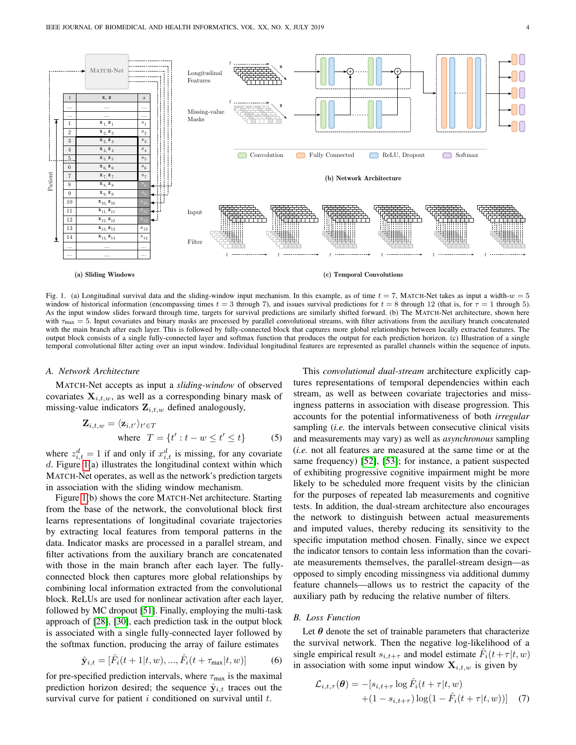Fig. 1. (a) Longitudinal survival data and the sliding-window input mechanism. In this example, as of time $t = 7$, MATCH-Net takes as input a width-$w = 5$ window of historical information (encompassing times $t = 3$ through 7), and issues survival predictions for $t = 8$ through 12 (that is, for $\tau = 1$ through 5). As the input window slides forward through time, targets for survival predictions are similarly shifted forward. (b) The MATCH-Net architecture, shown here with $\tau_{\max} = 5$. Input covariates and binary masks are processed by parallel convolutional streams, with filter activations from the auxiliary branch concatenated with the main branch after each layer. This is followed by fully-connected block that captures more global relationships between locally extracted features. The output block consists of a single fully-connected layer and softmax function that produces the output for each prediction horizon. (c) Illustration of a single temporal convolutional filter acting over an input window. Individual longitudinal features are represented as parallel channels within the sequence of inputs.

### A. Network Architecture

MATCH-Net accepts as input a *sliding-window* of observed covariates $\mathbf{X}_{i,t,w}$, as well as a corresponding binary mask of missing-value indicators $\mathbf{Z}_{i,t,w}$ defined analogously,

$$\mathbf{Z}_{i,t,w} = \langle \mathbf{z}_{i,t'} \rangle_{t' \in T} \quad \text{where } \ T = \{t' : t - w \leq t' \leq t\} \tag{5}$$

where $z_{i,t}^{d} = 1$ if and only if $x_{i,t}^{d}$ is missing, for any covariate $d$. Figure 1(a) illustrates the longitudinal context within which MATCH-Net operates, as well as the network's prediction targets in association with the sliding window mechanism.

Figure 1(b) shows the core MATCH-Net architecture. Starting from the base of the network, the convolutional block first learns representations of longitudinal covariate trajectories by extracting local features from temporal patterns in the data. Indicator masks are processed in a parallel stream, and filter activations from the auxiliary branch are concatenated with those in the main branch after each layer. The fully-connected block then captures more global relationships by combining local information extracted from the convolutional block. ReLUs are used for nonlinear activation after each layer, followed by MC dropout [51]. Finally, employing the multi-task approach of [28], [30], each prediction task in the output block is associated with a single fully-connected layer followed by the softmax function, producing the array of failure estimates

$$\hat{\mathbf{y}}_{i,t} = [\hat{F}_i(t+1|t,w), ..., \hat{F}_i(t+\tau_{\max}|t,w)] \tag{6}$$

for pre-specified prediction intervals, where $\tau_{\max}$ is the maximal prediction horizon desired; the sequence $\hat{\mathbf{y}}_{i,t}$ traces out the survival curve for patient $i$ conditioned on survival until $t$.

This *convolutional dual-stream* architecture explicitly captures representations of temporal dependencies within each stream, as well as between covariate trajectories and missingness patterns in association with disease progression. This accounts for the potential informativeness of both *irregular* sampling (*i.e.* the intervals between consecutive clinical visits and measurements may vary) as well as *asynchronous* sampling (*i.e.* not all features are measured at the same time or at the same frequency) [52], [53]; for instance, a patient suspected of exhibiting progressive cognitive impairment might be more likely to be scheduled more frequent visits by the clinician for the purposes of repeated lab measurements and cognitive tests. In addition, the dual-stream architecture also encourages the network to distinguish between actual measurements and imputed values, thereby reducing its sensitivity to the specific imputation method chosen. Finally, since we expect the indicator tensors to contain less information than the covariate measurements themselves, the parallel-stream design—as opposed to simply encoding missingness via additional dummy feature channels—allows us to restrict the capacity of the auxiliary path by reducing the relative number of filters.

### B. Loss Function

Let $\boldsymbol{\theta}$ denote the set of trainable parameters that characterize the survival network. Then the negative log-likelihood of a single empirical result $s_{i,t+\tau}$ and model estimate $\hat{F}_i(t+\tau|t,w)$ in association with some input window $\mathbf{X}_{i,t,w}$ is given by

$$\mathcal{L}_{i,t,\tau}(\boldsymbol{\theta}) = -[s_{i,t+\tau} \log \hat{F}_i(t+\tau|t,w) + (1 - s_{i,t+\tau}) \log(1 - \hat{F}_i(t+\tau|t,w))] \tag{7}$$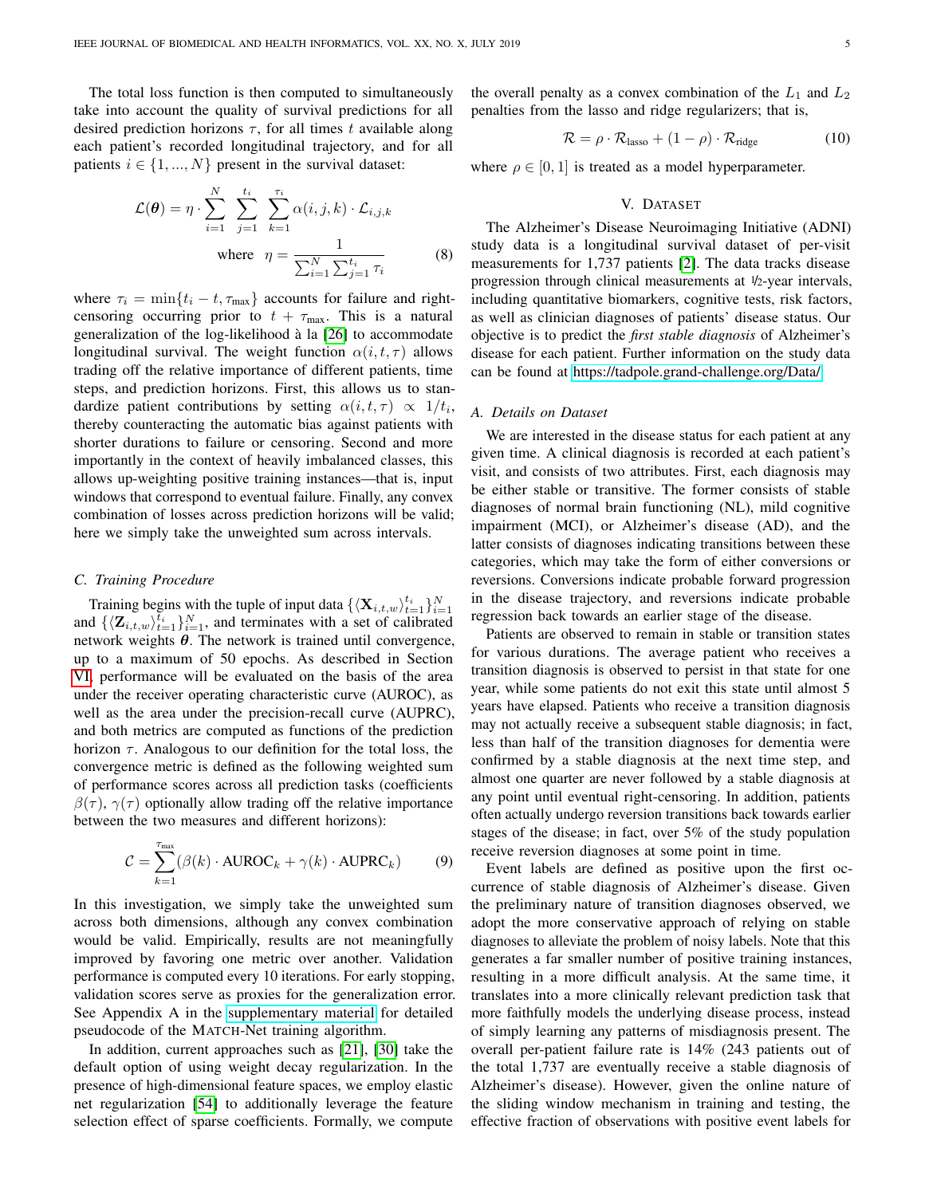The total loss function is then computed to simultaneously take into account the quality of survival predictions for all desired prediction horizons $\tau$, for all times $t$ available along each patient's recorded longitudinal trajectory, and for all patients $i \in \{1, ..., N\}$ present in the survival dataset:

$$\mathcal{L}(\boldsymbol{\theta}) = \eta \cdot \sum_{i=1}^{N} \sum_{j=1}^{t_i} \sum_{k=1}^{\tau_i} \alpha(i, j, k) \cdot \mathcal{L}_{i,j,k} \quad \text{where} \quad \eta = \frac{1}{\sum_{i=1}^{N} \sum_{j=1}^{t_i} \tau_i} \tag{8}$$

where $\tau_i = \min\{t_i - t, \tau_{\max}\}$ accounts for failure and right-censoring occurring prior to $t + \tau_{\max}$. This is a natural generalization of the log-likelihood à la [26] to accommodate longitudinal survival. The weight function $\alpha(i, t, \tau)$ allows trading off the relative importance of different patients, time steps, and prediction horizons. First, this allows us to standardize patient contributions by setting $\alpha(i, t, \tau) \propto 1/t_i$, thereby counteracting the automatic bias against patients with shorter durations to failure or censoring. Second and more importantly in the context of heavily imbalanced classes, this allows up-weighting positive training instances—that is, input windows that correspond to eventual failure. Finally, any convex combination of losses across prediction horizons will be valid; here we simply take the unweighted sum across intervals.

### C. Training Procedure

Training begins with the tuple of input data $\{\langle \mathbf{X}_{i,t,w} \rangle_{t=1}^{t_i}\}_{i=1}^{N}$ and $\{\langle \mathbf{Z}_{i,t,w} \rangle_{t=1}^{t_i}\}_{i=1}^{N}$, and terminates with a set of calibrated network weights $\boldsymbol{\theta}$. The network is trained until convergence, up to a maximum of 50 epochs. As described in Section VI, performance will be evaluated on the basis of the area under the receiver operating characteristic curve (AUROC), as well as the area under the precision-recall curve (AUPRC), and both metrics are computed as functions of the prediction horizon $\tau$. Analogous to our definition for the total loss, the convergence metric is defined as the following weighted sum of performance scores across all prediction tasks (coefficients $\beta(\tau)$, $\gamma(\tau)$ optionally allow trading off the relative importance between the two measures and different horizons):

$$\mathcal{C} = \sum_{k=1}^{\tau_{\max}} (\beta(k) \cdot \text{AUROC}_k + \gamma(k) \cdot \text{AUPRC}_k) \tag{9}$$

In this investigation, we simply take the unweighted sum across both dimensions, although any convex combination would be valid. Empirically, results are not meaningfully improved by favoring one metric over another. Validation performance is computed every 10 iterations. For early stopping, validation scores serve as proxies for the generalization error. See Appendix A in the supplementary material for detailed pseudocode of the MATCH-Net training algorithm.

In addition, current approaches such as [21], [30] take the default option of using weight decay regularization. In the presence of high-dimensional feature spaces, we employ elastic net regularization [54] to additionally leverage the feature selection effect of sparse coefficients. Formally, we compute the overall penalty as a convex combination of the $L_1$ and $L_2$ penalties from the lasso and ridge regularizers; that is,

$$\mathcal{R} = \rho \cdot \mathcal{R}_{\text{lasso}} + (1 - \rho) \cdot \mathcal{R}_{\text{ridge}} \tag{10}$$

where $\rho \in [0, 1]$ is treated as a model hyperparameter.

## V. Dataset

The Alzheimer's Disease Neuroimaging Initiative (ADNI) study data is a longitudinal survival dataset of per-visit measurements for 1,737 patients [2]. The data tracks disease progression through clinical measurements at ½-year intervals, including quantitative biomarkers, cognitive tests, risk factors, as well as clinician diagnoses of patients' disease status. Our objective is to predict the *first stable diagnosis* of Alzheimer's disease for each patient. Further information on the study data can be found at https://tadpole.grand-challenge.org/Data/.

### A. Details on Dataset

We are interested in the disease status for each patient at any given time. A clinical diagnosis is recorded at each patient's visit, and consists of two attributes. First, each diagnosis may be either stable or transitive. The former consists of stable diagnoses of normal brain functioning (NL), mild cognitive impairment (MCI), or Alzheimer's disease (AD), and the latter consists of diagnoses indicating transitions between these categories, which may take the form of either conversions or reversions. Conversions indicate probable forward progression in the disease trajectory, and reversions indicate probable regression back towards an earlier stage of the disease.

Patients are observed to remain in stable or transition states for various durations. The average patient who receives a transition diagnosis is observed to persist in that state for one year, while some patients do not exit this state until almost 5 years have elapsed. Patients who receive a transition diagnosis may not actually receive a subsequent stable diagnosis; in fact, less than half of the transition diagnoses for dementia were confirmed by a stable diagnosis at the next time step, and almost one quarter are never followed by a stable diagnosis at any point until eventual right-censoring. In addition, patients often actually undergo reversion transitions back towards earlier stages of the disease; in fact, over 5% of the study population receive reversion diagnoses at some point in time.

Event labels are defined as positive upon the first occurrence of stable diagnosis of Alzheimer's disease. Given the preliminary nature of transition diagnoses observed, we adopt the more conservative approach of relying on stable diagnoses to alleviate the problem of noisy labels. Note that this generates a far smaller number of positive training instances, resulting in a more difficult analysis. At the same time, it translates into a more clinically relevant prediction task that more faithfully models the underlying disease process, instead of simply learning any patterns of misdiagnosis present. The overall per-patient failure rate is 14% (243 patients out of the total 1,737 are eventually receive a stable diagnosis of Alzheimer's disease). However, given the online nature of the sliding window mechanism in training and testing, the effective fraction of observations with positive event labels for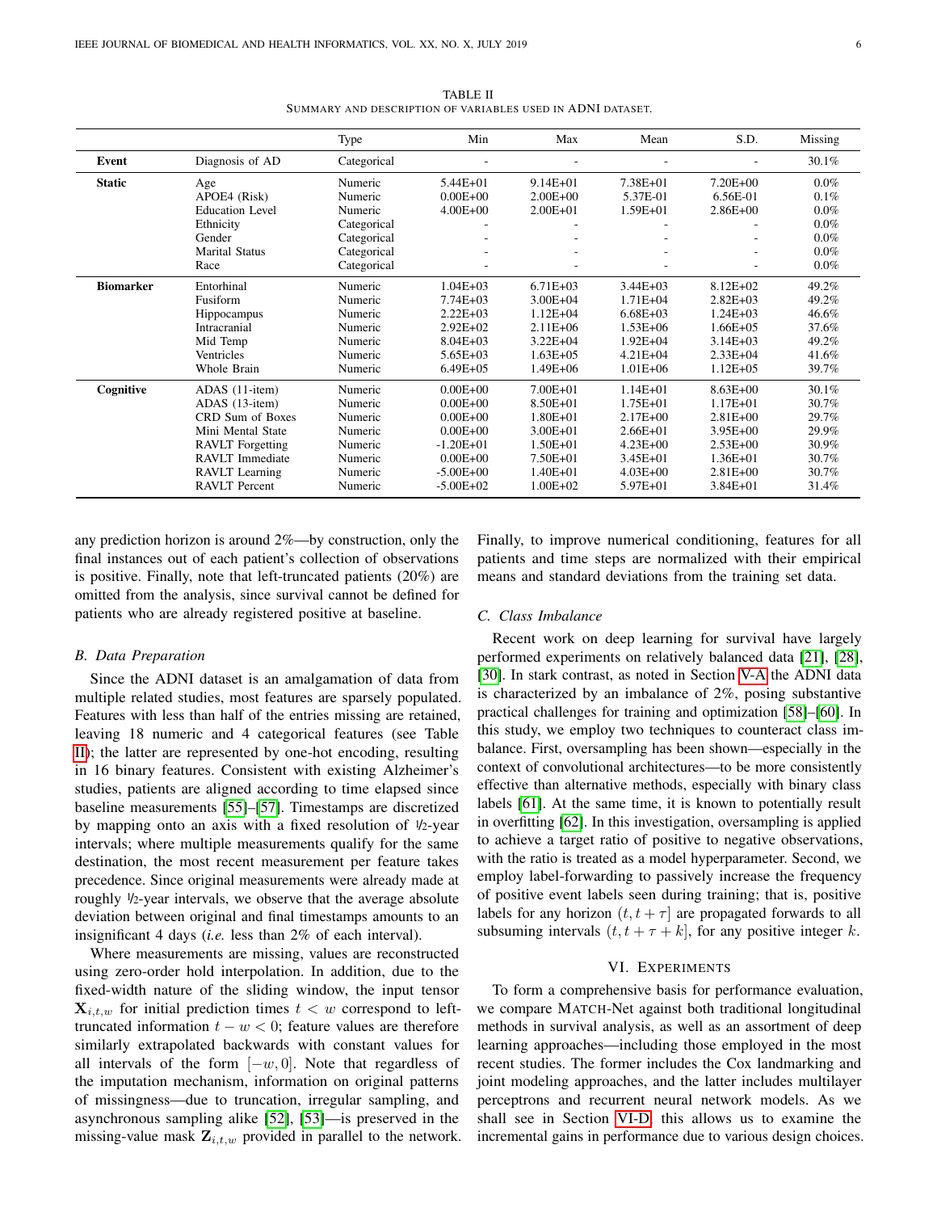TABLE II
SUMMARY AND DESCRIPTION OF VARIABLES USED IN ADNI DATASET.

| | | Type | Min | Max | Mean | S.D. | Missing |
|---|---|---|---|---|---|---|---|
| **Event** | Diagnosis of AD | Categorical | - | - | - | - | 30.1% |
| **Static** | Age | Numeric | 5.44E+01 | 9.14E+01 | 7.38E+01 | 7.20E+00 | 0.0% |
| | APOE4 (Risk) | Numeric | 0.00E+00 | 2.00E+00 | 5.37E-01 | 6.56E-01 | 0.1% |
| | Education Level | Numeric | 4.00E+00 | 2.00E+01 | 1.59E+01 | 2.86E+00 | 0.0% |
| | Ethnicity | Categorical | - | - | - | - | 0.0% |
| | Gender | Categorical | - | - | - | - | 0.0% |
| | Marital Status | Categorical | - | - | - | - | 0.0% |
| | Race | Categorical | - | - | - | - | 0.0% |
| **Biomarker** | Entorhinal | Numeric | 1.04E+03 | 6.71E+03 | 3.44E+03 | 8.12E+02 | 49.2% |
| | Fusiform | Numeric | 7.74E+03 | 3.00E+04 | 1.71E+04 | 2.82E+03 | 49.2% |
| | Hippocampus | Numeric | 2.22E+03 | 1.12E+04 | 6.68E+03 | 1.24E+03 | 46.6% |
| | Intracranial | Numeric | 2.92E+02 | 2.11E+06 | 1.53E+06 | 1.66E+05 | 37.6% |
| | Mid Temp | Numeric | 8.04E+03 | 3.22E+04 | 1.92E+04 | 3.14E+03 | 49.2% |
| | Ventricles | Numeric | 5.65E+03 | 1.63E+05 | 4.21E+04 | 2.33E+04 | 41.6% |
| | Whole Brain | Numeric | 6.49E+05 | 1.49E+06 | 1.01E+06 | 1.12E+05 | 39.7% |
| **Cognitive** | ADAS (11-item) | Numeric | 0.00E+00 | 7.00E+01 | 1.14E+01 | 8.63E+00 | 30.1% |
| | ADAS (13-item) | Numeric | 0.00E+00 | 8.50E+01 | 1.75E+01 | 1.17E+01 | 30.7% |
| | CRD Sum of Boxes | Numeric | 0.00E+00 | 1.80E+01 | 2.17E+00 | 2.81E+00 | 29.7% |
| | Mini Mental State | Numeric | 0.00E+00 | 3.00E+01 | 2.66E+01 | 3.95E+00 | 29.9% |
| | RAVLT Forgetting | Numeric | -1.20E+01 | 1.50E+01 | 4.23E+00 | 2.53E+00 | 30.9% |
| | RAVLT Immediate | Numeric | 0.00E+00 | 7.50E+01 | 3.45E+01 | 1.36E+01 | 30.7% |
| | RAVLT Learning | Numeric | -5.00E+00 | 1.40E+01 | 4.03E+00 | 2.81E+00 | 30.7% |
| | RAVLT Percent | Numeric | -5.00E+02 | 1.00E+02 | 5.97E+01 | 3.84E+01 | 31.4% |

any prediction horizon is around 2%—by construction, only the final instances out of each patient's collection of observations is positive. Finally, note that left-truncated patients (20%) are omitted from the analysis, since survival cannot be defined for patients who are already registered positive at baseline.

### B. Data Preparation

Since the ADNI dataset is an amalgamation of data from multiple related studies, most features are sparsely populated. Features with less than half of the entries missing are retained, leaving 18 numeric and 4 categorical features (see Table II); the latter are represented by one-hot encoding, resulting in 16 binary features. Consistent with existing Alzheimer's studies, patients are aligned according to time elapsed since baseline measurements [55]–[57]. Timestamps are discretized by mapping onto an axis with a fixed resolution of ½-year intervals; where multiple measurements qualify for the same destination, the most recent measurement per feature takes precedence. Since original measurements were already made at roughly ½-year intervals, we observe that the average absolute deviation between original and final timestamps amounts to an insignificant 4 days (*i.e.* less than 2% of each interval).

Where measurements are missing, values are reconstructed using zero-order hold interpolation. In addition, due to the fixed-width nature of the sliding window, the input tensor $\mathbf{X}_{i,t,w}$ for initial prediction times $t < w$ correspond to left-truncated information $t - w < 0$; feature values are therefore similarly extrapolated backwards with constant values for all intervals of the form $[-w, 0]$. Note that regardless of the imputation mechanism, information on original patterns of missingness—due to truncation, irregular sampling, and asynchronous sampling alike [52], [53]—is preserved in the missing-value mask $\mathbf{Z}_{i,t,w}$ provided in parallel to the network. Finally, to improve numerical conditioning, features for all patients and time steps are normalized with their empirical means and standard deviations from the training set data.

### C. Class Imbalance

Recent work on deep learning for survival have largely performed experiments on relatively balanced data [21], [28], [30]. In stark contrast, as noted in Section V-A the ADNI data is characterized by an imbalance of 2%, posing substantive practical challenges for training and optimization [58]–[60]. In this study, we employ two techniques to counteract class imbalance. First, oversampling has been shown—especially in the context of convolutional architectures—to be more consistently effective than alternative methods, especially with binary class labels [61]. At the same time, it is known to potentially result in overfitting [62]. In this investigation, oversampling is applied to achieve a target ratio of positive to negative observations, with the ratio is treated as a model hyperparameter. Second, we employ label-forwarding to passively increase the frequency of positive event labels seen during training; that is, positive labels for any horizon $(t, t + \tau]$ are propagated forwards to all subsuming intervals $(t, t + \tau + k]$, for any positive integer $k$.

## VI. EXPERIMENTS

To form a comprehensive basis for performance evaluation, we compare MATCH-Net against both traditional longitudinal methods in survival analysis, as well as an assortment of deep learning approaches—including those employed in the most recent studies. The former includes the Cox landmarking and joint modeling approaches, and the latter includes multilayer perceptrons and recurrent neural network models. As we shall see in Section VI-D, this allows us to examine the incremental gains in performance due to various design choices.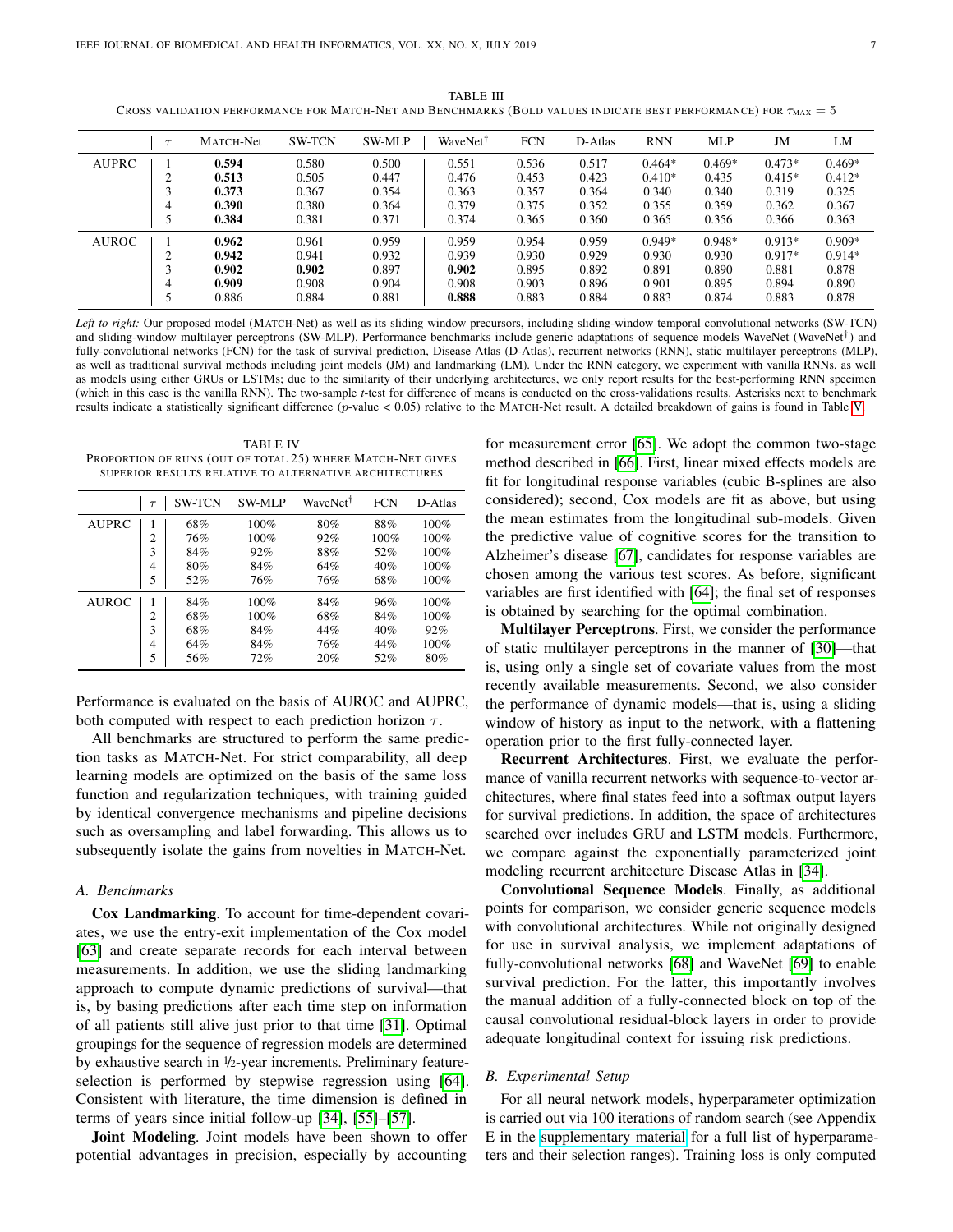TABLE III

CROSS VALIDATION PERFORMANCE FOR MATCH-NET AND BENCHMARKS (BOLD VALUES INDICATE BEST PERFORMANCE) FOR $\tau_{\text{MAX}} = 5$

| | $\tau$ | MATCH-Net | SW-TCN | SW-MLP | WaveNet[†] | FCN | D-Atlas | RNN | MLP | JM | LM |
|---|---|---|---|---|---|---|---|---|---|---|---|
| AUPRC | 1 | **0.594** | 0.580 | 0.500 | 0.551 | 0.536 | 0.517 | 0.464* | 0.469* | 0.473* | 0.469* |
| | 2 | **0.513** | 0.505 | 0.447 | 0.476 | 0.453 | 0.423 | 0.410* | 0.435 | 0.415* | 0.412* |
| | 3 | **0.373** | 0.367 | 0.354 | 0.363 | 0.357 | 0.364 | 0.340 | 0.340 | 0.319 | 0.325 |
| | 4 | **0.390** | 0.380 | 0.364 | 0.379 | 0.375 | 0.352 | 0.355 | 0.359 | 0.362 | 0.367 |
| | 5 | **0.384** | 0.381 | 0.371 | 0.374 | 0.365 | 0.360 | 0.365 | 0.356 | 0.366 | 0.363 |
| AUROC | 1 | **0.962** | 0.961 | 0.959 | 0.959 | 0.954 | 0.959 | 0.949* | 0.948* | 0.913* | 0.909* |
| | 2 | **0.942** | 0.941 | 0.932 | 0.939 | 0.930 | 0.929 | 0.930 | 0.930 | 0.917* | 0.914* |
| | 3 | **0.902** | **0.902** | 0.897 | **0.902** | 0.895 | 0.892 | 0.891 | 0.890 | 0.881 | 0.878 |
| | 4 | **0.909** | 0.908 | 0.904 | 0.908 | 0.903 | 0.896 | 0.901 | 0.895 | 0.894 | 0.890 |
| | 5 | 0.886 | 0.884 | 0.881 | **0.888** | 0.883 | 0.884 | 0.883 | 0.874 | 0.883 | 0.878 |

*Left to right:* Our proposed model (MATCH-Net) as well as its sliding window precursors, including sliding-window temporal convolutional networks (SW-TCN) and sliding-window multilayer perceptrons (SW-MLP). Performance benchmarks include generic adaptations of sequence models WaveNet (WaveNet[†]) and fully-convolutional networks (FCN) for the task of survival prediction, Disease Atlas (D-Atlas), recurrent networks (RNN), static multilayer perceptrons (MLP), as well as traditional survival methods including joint models (JM) and landmarking (LM). Under the RNN category, we experiment with vanilla RNNs, as well as models using either GRUs or LSTMs; due to the similarity of their underlying architectures, we only report results for the best-performing RNN specimen (which in this case is the vanilla RNN). The two-sample *t*-test for difference of means is conducted on the cross-validations results. Asterisks next to benchmark results indicate a statistically significant difference ($p$-value < 0.05) relative to the MATCH-Net result. A detailed breakdown of gains is found in Table V.

TABLE IV

PROPORTION OF RUNS (OUT OF TOTAL 25) WHERE MATCH-NET GIVES SUPERIOR RESULTS RELATIVE TO ALTERNATIVE ARCHITECTURES

| | $\tau$ | SW-TCN | SW-MLP | WaveNet[†] | FCN | D-Atlas |
|---|---|---|---|---|---|---|
| AUPRC | 1 | 68% | 100% | 80% | 88% | 100% |
| | 2 | 76% | 100% | 92% | 100% | 100% |
| | 3 | 84% | 92% | 88% | 52% | 100% |
| | 4 | 80% | 84% | 64% | 40% | 100% |
| | 5 | 52% | 76% | 76% | 68% | 100% |
| AUROC | 1 | 84% | 100% | 84% | 96% | 100% |
| | 2 | 68% | 100% | 68% | 84% | 100% |
| | 3 | 68% | 84% | 44% | 40% | 92% |
| | 4 | 64% | 84% | 76% | 44% | 100% |
| | 5 | 56% | 72% | 20% | 52% | 80% |

Performance is evaluated on the basis of AUROC and AUPRC, both computed with respect to each prediction horizon $\tau$.

All benchmarks are structured to perform the same prediction tasks as MATCH-Net. For strict comparability, all deep learning models are optimized on the basis of the same loss function and regularization techniques, with training guided by identical convergence mechanisms and pipeline decisions such as oversampling and label forwarding. This allows us to subsequently isolate the gains from novelties in MATCH-Net.

### A. Benchmarks

**Cox Landmarking**. To account for time-dependent covariates, we use the entry-exit implementation of the Cox model [63] and create separate records for each interval between measurements. In addition, we use the sliding landmarking approach to compute dynamic predictions of survival—that is, by basing predictions after each time step on information of all patients still alive just prior to that time [31]. Optimal groupings for the sequence of regression models are determined by exhaustive search in ½-year increments. Preliminary feature-selection is performed by stepwise regression using [64]. Consistent with literature, the time dimension is defined in terms of years since initial follow-up [34], [55]–[57].

**Joint Modeling**. Joint models have been shown to offer potential advantages in precision, especially by accounting for measurement error [65]. We adopt the common two-stage method described in [66]. First, linear mixed effects models are fit for longitudinal response variables (cubic B-splines are also considered); second, Cox models are fit as above, but using the mean estimates from the longitudinal sub-models. Given the predictive value of cognitive scores for the transition to Alzheimer's disease [67], candidates for response variables are chosen among the various test scores. As before, significant variables are first identified with [64]; the final set of responses is obtained by searching for the optimal combination.

**Multilayer Perceptrons**. First, we consider the performance of static multilayer perceptrons in the manner of [30]—that is, using only a single set of covariate values from the most recently available measurements. Second, we also consider the performance of dynamic models—that is, using a sliding window of history as input to the network, with a flattening operation prior to the first fully-connected layer.

**Recurrent Architectures**. First, we evaluate the performance of vanilla recurrent networks with sequence-to-vector architectures, where final states feed into a softmax output layers for survival predictions. In addition, the space of architectures searched over includes GRU and LSTM models. Furthermore, we compare against the exponentially parameterized joint modeling recurrent architecture Disease Atlas in [34].

**Convolutional Sequence Models**. Finally, as additional points for comparison, we consider generic sequence models with convolutional architectures. While not originally designed for use in survival analysis, we implement adaptations of fully-convolutional networks [68] and WaveNet [69] to enable survival prediction. For the latter, this importantly involves the manual addition of a fully-connected block on top of the causal convolutional residual-block layers in order to provide adequate longitudinal context for issuing risk predictions.

### B. Experimental Setup

For all neural network models, hyperparameter optimization is carried out via 100 iterations of random search (see Appendix E in the supplementary material for a full list of hyperparameters and their selection ranges). Training loss is only computed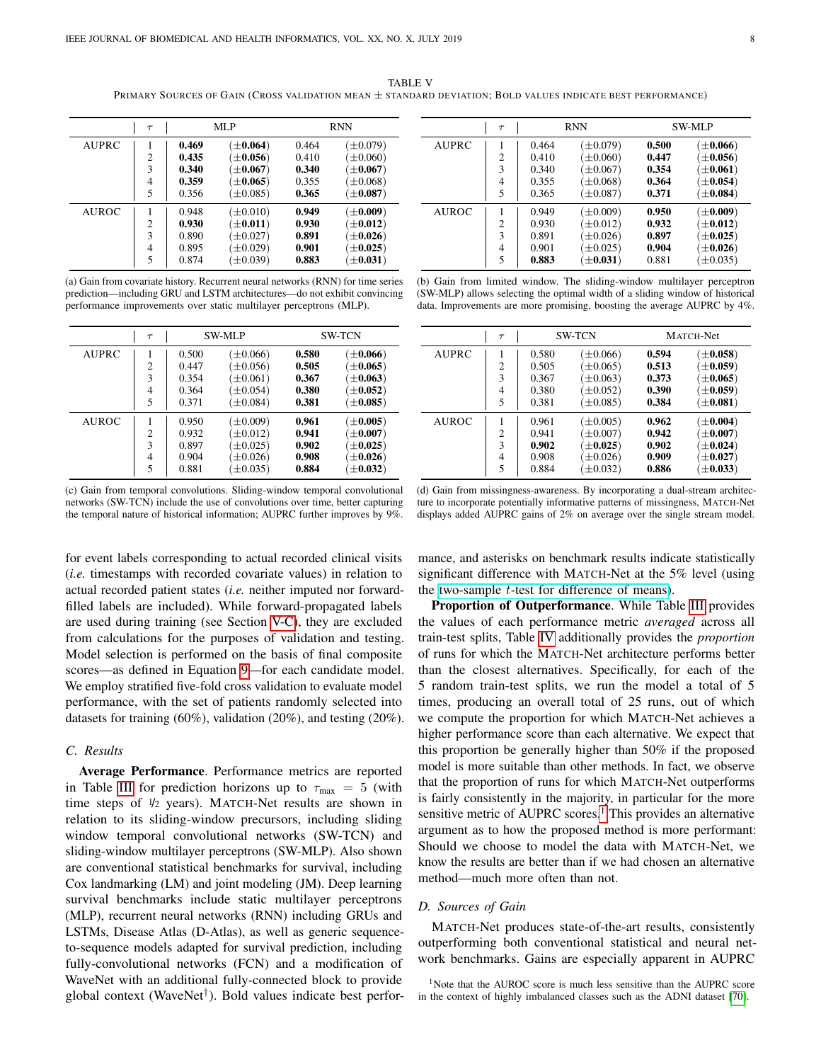TABLE V

PRIMARY SOURCES OF GAIN (CROSS VALIDATION MEAN ± STANDARD DEVIATION; BOLD VALUES INDICATE BEST PERFORMANCE)

| | $\tau$ | MLP | | RNN | |
|---|---|---|---|---|---|
| AUPRC | 1 | **0.469** | **(±0.064)** | 0.464 | (±0.079) |
| | 2 | **0.435** | **(±0.056)** | 0.410 | (±0.060) |
| | 3 | **0.340** | **(±0.067)** | **0.340** | **(±0.067)** |
| | 4 | **0.359** | **(±0.065)** | 0.355 | (±0.068) |
| | 5 | 0.356 | (±0.085) | **0.365** | **(±0.087)** |
| AUROC | 1 | 0.948 | (±0.010) | **0.949** | **(±0.009)** |
| | 2 | **0.930** | **(±0.011)** | **0.930** | **(±0.012)** |
| | 3 | 0.890 | (±0.027) | **0.891** | **(±0.026)** |
| | 4 | 0.895 | (±0.029) | **0.901** | **(±0.025)** |
| | 5 | 0.874 | (±0.039) | **0.883** | **(±0.031)** |

(a) Gain from covariate history. Recurrent neural networks (RNN) for time series prediction—including GRU and LSTM architectures—do not exhibit convincing performance improvements over static multilayer perceptrons (MLP).

| | $\tau$ | RNN | | SW-MLP | |
|---|---|---|---|---|---|
| AUPRC | 1 | 0.464 | (±0.079) | **0.500** | **(±0.066)** |
| | 2 | 0.410 | (±0.060) | **0.447** | **(±0.056)** |
| | 3 | 0.340 | (±0.067) | **0.354** | **(±0.061)** |
| | 4 | 0.355 | (±0.068) | **0.364** | **(±0.054)** |
| | 5 | 0.365 | (±0.087) | **0.371** | **(±0.084)** |
| AUROC | 1 | 0.949 | (±0.009) | **0.950** | **(±0.009)** |
| | 2 | 0.930 | (±0.012) | **0.932** | **(±0.012)** |
| | 3 | 0.891 | (±0.026) | **0.897** | **(±0.025)** |
| | 4 | 0.901 | (±0.025) | **0.904** | **(±0.026)** |
| | 5 | **0.883** | **(±0.031)** | 0.881 | (±0.035) |

(b) Gain from limited window. The sliding-window multilayer perceptron (SW-MLP) allows selecting the optimal width of a sliding window of historical data. Improvements are more promising, boosting the average AUPRC by 4%.

| | $\tau$ | SW-MLP | | SW-TCN | |
|---|---|---|---|---|---|
| AUPRC | 1 | 0.500 | (±0.066) | **0.580** | **(±0.066)** |
| | 2 | 0.447 | (±0.056) | **0.505** | **(±0.065)** |
| | 3 | 0.354 | (±0.061) | **0.367** | **(±0.063)** |
| | 4 | 0.364 | (±0.054) | **0.380** | **(±0.052)** |
| | 5 | 0.371 | (±0.084) | **0.381** | **(±0.085)** |
| AUROC | 1 | 0.950 | (±0.009) | **0.961** | **(±0.005)** |
| | 2 | 0.932 | (±0.012) | **0.941** | **(±0.007)** |
| | 3 | 0.897 | (±0.025) | **0.902** | **(±0.025)** |
| | 4 | 0.904 | (±0.026) | **0.908** | **(±0.026)** |
| | 5 | 0.881 | (±0.035) | **0.884** | **(±0.032)** |

(c) Gain from temporal convolutions. Sliding-window temporal convolutional networks (SW-TCN) include the use of convolutions over time, better capturing the temporal nature of historical information; AUPRC further improves by 9%.

| | $\tau$ | SW-TCN | | MATCH-Net | |
|---|---|---|---|---|---|
| AUPRC | 1 | 0.580 | (±0.066) | **0.594** | **(±0.058)** |
| | 2 | 0.505 | (±0.065) | **0.513** | **(±0.059)** |
| | 3 | 0.367 | (±0.063) | **0.373** | **(±0.065)** |
| | 4 | 0.380 | (±0.052) | **0.390** | **(±0.059)** |
| | 5 | 0.381 | (±0.085) | **0.384** | **(±0.081)** |
| AUROC | 1 | 0.961 | (±0.005) | **0.962** | **(±0.004)** |
| | 2 | 0.941 | (±0.007) | **0.942** | **(±0.007)** |
| | 3 | **0.902** | **(±0.025)** | **0.902** | **(±0.024)** |
| | 4 | 0.908 | (±0.026) | **0.909** | **(±0.027)** |
| | 5 | 0.884 | (±0.032) | **0.886** | **(±0.033)** |

(d) Gain from missingness-awareness. By incorporating a dual-stream architecture to incorporate potentially informative patterns of missingness, MATCH-Net displays added AUPRC gains of 2% on average over the single stream model.

for event labels corresponding to actual recorded clinical visits (*i.e.* timestamps with recorded covariate values) in relation to actual recorded patient states (*i.e.* neither imputed nor forward-filled labels are included). While forward-propagated labels are used during training (see Section V-C), they are excluded from calculations for the purposes of validation and testing. Model selection is performed on the basis of final composite scores—as defined in Equation 9—for each candidate model. We employ stratified five-fold cross validation to evaluate model performance, with the set of patients randomly selected into datasets for training (60%), validation (20%), and testing (20%).

### C. Results

**Average Performance**. Performance metrics are reported in Table III for prediction horizons up to $\tau_{\text{max}} = 5$ (with time steps of ½ years). MATCH-Net results are shown in relation to its sliding-window precursors, including sliding window temporal convolutional networks (SW-TCN) and sliding-window multilayer perceptrons (SW-MLP). Also shown are conventional statistical benchmarks for survival, including Cox landmarking (LM) and joint modeling (JM). Deep learning survival benchmarks include static multilayer perceptrons (MLP), recurrent neural networks (RNN) including GRUs and LSTMs, Disease Atlas (D-Atlas), as well as generic sequence-to-sequence models adapted for survival prediction, including fully-convolutional networks (FCN) and a modification of WaveNet with an additional fully-connected block to provide global context (WaveNet†). Bold values indicate best performance, and asterisks on benchmark results indicate statistically significant difference with MATCH-Net at the 5% level (using the two-sample $t$-test for difference of means).

**Proportion of Outperformance**. While Table III provides the values of each performance metric *averaged* across all train-test splits, Table IV additionally provides the *proportion* of runs for which the MATCH-Net architecture performs better than the closest alternatives. Specifically, for each of the 5 random train-test splits, we run the model a total of 5 times, producing an overall total of 25 runs, out of which we compute the proportion for which MATCH-Net achieves a higher performance score than each alternative. We expect that this proportion be generally higher than 50% if the proposed model is more suitable than other methods. In fact, we observe that the proportion of runs for which MATCH-Net outperforms is fairly consistently in the majority, in particular for the more sensitive metric of AUPRC scores.[1] This provides an alternative argument as to how the proposed method is more performant: Should we choose to model the data with MATCH-Net, we know the results are better than if we had chosen an alternative method—much more often than not.

### D. Sources of Gain

MATCH-Net produces state-of-the-art results, consistently outperforming both conventional statistical and neural network benchmarks. Gains are especially apparent in AUPRC

[1] Note that the AUROC score is much less sensitive than the AUPRC score in the context of highly imbalanced classes such as the ADNI dataset [70].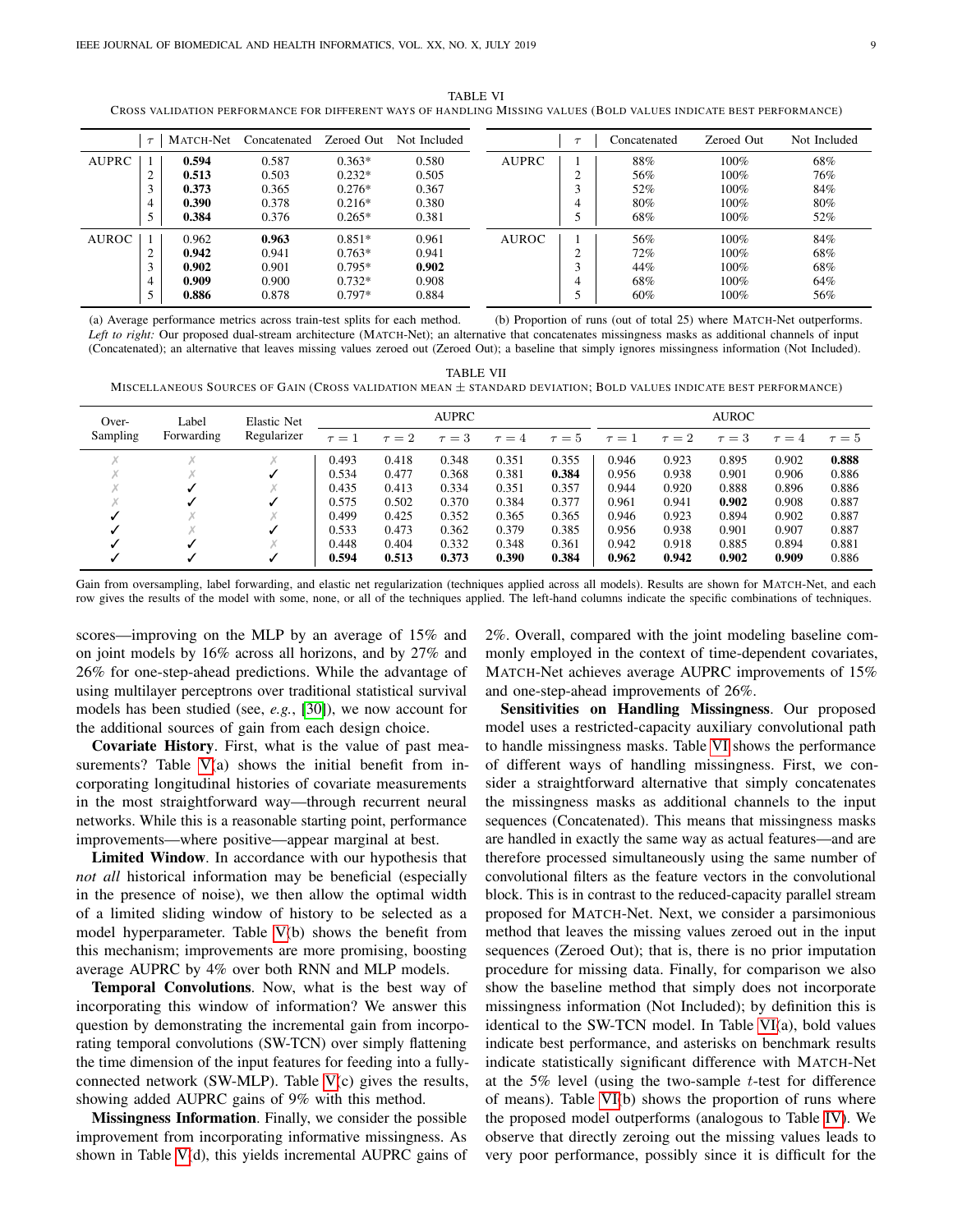TABLE VI

CROSS VALIDATION PERFORMANCE FOR DIFFERENT WAYS OF HANDLING MISSING VALUES (BOLD VALUES INDICATE BEST PERFORMANCE)

| | $\tau$ | MATCH-Net | Concatenated | Zeroed Out | Not Included |
|---|---|---|---|---|---|
| AUPRC | 1 | **0.594** | 0.587 | 0.363* | 0.580 |
| | 2 | **0.513** | 0.503 | 0.232* | 0.505 |
| | 3 | **0.373** | 0.365 | 0.276* | 0.367 |
| | 4 | **0.390** | 0.378 | 0.216* | 0.380 |
| | 5 | **0.384** | 0.376 | 0.265* | 0.381 |
| AUROC | 1 | 0.962 | **0.963** | 0.851* | 0.961 |
| | 2 | **0.942** | 0.941 | 0.763* | 0.941 |
| | 3 | **0.902** | 0.901 | 0.795* | **0.902** |
| | 4 | **0.909** | 0.900 | 0.732* | 0.908 |
| | 5 | **0.886** | 0.878 | 0.797* | 0.884 |

(a) Average performance metrics across train-test splits for each method.

| | $\tau$ | Concatenated | Zeroed Out | Not Included |
|---|---|---|---|---|
| AUPRC | 1 | 88% | 100% | 68% |
| | 2 | 56% | 100% | 76% |
| | 3 | 52% | 100% | 84% |
| | 4 | 80% | 100% | 80% |
| | 5 | 68% | 100% | 52% |
| AUROC | 1 | 56% | 100% | 84% |
| | 2 | 72% | 100% | 68% |
| | 3 | 44% | 100% | 68% |
| | 4 | 68% | 100% | 64% |
| | 5 | 60% | 100% | 56% |

(b) Proportion of runs (out of total 25) where MATCH-Net outperforms.

*Left to right:* Our proposed dual-stream architecture (MATCH-Net); an alternative that concatenates missingness masks as additional channels of input (Concatenated); an alternative that leaves missing values zeroed out (Zeroed Out); a baseline that simply ignores missingness information (Not Included).

TABLE VII

MISCELLANEOUS SOURCES OF GAIN (CROSS VALIDATION MEAN ± STANDARD DEVIATION; BOLD VALUES INDICATE BEST PERFORMANCE)

| Over-Sampling | Label Forwarding | Elastic Net Regularizer | AUPRC $\tau=1$ | AUPRC $\tau=2$ | AUPRC $\tau=3$ | AUPRC $\tau=4$ | AUPRC $\tau=5$ | AUROC $\tau=1$ | AUROC $\tau=2$ | AUROC $\tau=3$ | AUROC $\tau=4$ | AUROC $\tau=5$ |
|---|---|---|---|---|---|---|---|---|---|---|---|---|
| ✗ | ✗ | ✗ | 0.493 | 0.418 | 0.348 | 0.351 | 0.355 | 0.946 | 0.923 | 0.895 | 0.902 | **0.888** |
| ✗ | ✗ | ✓ | 0.534 | 0.477 | 0.368 | 0.381 | **0.384** | 0.956 | 0.938 | 0.901 | 0.906 | 0.886 |
| ✗ | ✓ | ✗ | 0.435 | 0.413 | 0.334 | 0.351 | 0.357 | 0.944 | 0.920 | 0.888 | 0.896 | 0.886 |
| ✗ | ✓ | ✓ | 0.575 | 0.502 | 0.370 | 0.384 | 0.377 | 0.961 | 0.941 | **0.902** | 0.908 | 0.887 |
| ✓ | ✗ | ✗ | 0.499 | 0.425 | 0.352 | 0.365 | 0.365 | 0.946 | 0.923 | 0.894 | 0.902 | 0.887 |
| ✓ | ✗ | ✓ | 0.533 | 0.473 | 0.362 | 0.379 | 0.385 | 0.956 | 0.938 | 0.901 | 0.907 | 0.887 |
| ✓ | ✓ | ✗ | 0.448 | 0.404 | 0.332 | 0.348 | 0.361 | 0.942 | 0.918 | 0.885 | 0.894 | 0.881 |
| ✓ | ✓ | ✓ | **0.594** | **0.513** | **0.373** | **0.390** | **0.384** | **0.962** | **0.942** | **0.902** | **0.909** | 0.886 |

Gain from oversampling, label forwarding, and elastic net regularization (techniques applied across all models). Results are shown for MATCH-Net, and each row gives the results of the model with some, none, or all of the techniques applied. The left-hand columns indicate the specific combinations of techniques.

scores—improving on the MLP by an average of 15% and on joint models by 16% across all horizons, and by 27% and 26% for one-step-ahead predictions. While the advantage of using multilayer perceptrons over traditional statistical survival models has been studied (see, *e.g.*, [30]), we now account for the additional sources of gain from each design choice.

**Covariate History**. First, what is the value of past measurements? Table V(a) shows the initial benefit from incorporating longitudinal histories of covariate measurements in the most straightforward way—through recurrent neural networks. While this is a reasonable starting point, performance improvements—where positive—appear marginal at best.

**Limited Window**. In accordance with our hypothesis that *not all* historical information may be beneficial (especially in the presence of noise), we then allow the optimal width of a limited sliding window of history to be selected as a model hyperparameter. Table V(b) shows the benefit from this mechanism; improvements are more promising, boosting average AUPRC by 4% over both RNN and MLP models.

**Temporal Convolutions**. Now, what is the best way of incorporating this window of information? We answer this question by demonstrating the incremental gain from incorporating temporal convolutions (SW-TCN) over simply flattening the time dimension of the input features for feeding into a fully-connected network (SW-MLP). Table V(c) gives the results, showing added AUPRC gains of 9% with this method.

**Missingness Information**. Finally, we consider the possible improvement from incorporating informative missingness. As shown in Table V(d), this yields incremental AUPRC gains of 2%. Overall, compared with the joint modeling baseline commonly employed in the context of time-dependent covariates, MATCH-Net achieves average AUPRC improvements of 15% and one-step-ahead improvements of 26%.

**Sensitivities on Handling Missingness**. Our proposed model uses a restricted-capacity auxiliary convolutional path to handle missingness masks. Table VI shows the performance of different ways of handling missingness. First, we consider a straightforward alternative that simply concatenates the missingness masks as additional channels to the input sequences (Concatenated). This means that missingness masks are handled in exactly the same way as actual features—and are therefore processed simultaneously using the same number of convolutional filters as the feature vectors in the convolutional block. This is in contrast to the reduced-capacity parallel stream proposed for MATCH-Net. Next, we consider a parsimonious method that leaves the missing values zeroed out in the input sequences (Zeroed Out); that is, there is no prior imputation procedure for missing data. Finally, for comparison we also show the baseline method that simply does not incorporate missingness information (Not Included); by definition this is identical to the SW-TCN model. In Table VI(a), bold values indicate best performance, and asterisks on benchmark results indicate statistically significant difference with MATCH-Net at the 5% level (using the two-sample $t$-test for difference of means). Table VI(b) shows the proportion of runs where the proposed model outperforms (analogous to Table IV). We observe that directly zeroing out the missing values leads to very poor performance, possibly since it is difficult for the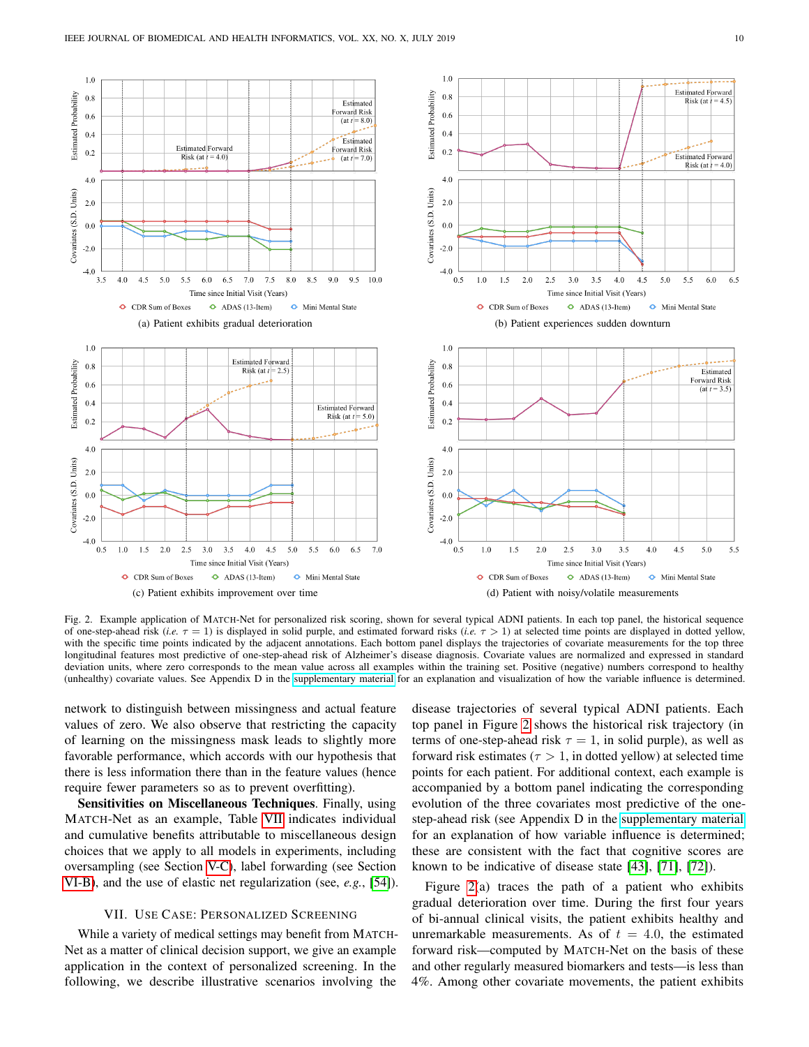(a) Patient exhibits gradual deterioration

(b) Patient experiences sudden downturn

(c) Patient exhibits improvement over time

(d) Patient with noisy/volatile measurements

Fig. 2. Example application of MATCH-Net for personalized risk scoring, shown for several typical ADNI patients. In each top panel, the historical sequence of one-step-ahead risk (*i.e.* $\tau = 1$) is displayed in solid purple, and estimated forward risks (*i.e.* $\tau > 1$) at selected time points are displayed in dotted yellow, with the specific time points indicated by the adjacent annotations. Each bottom panel displays the trajectories of covariate measurements for the top three longitudinal features most predictive of one-step-ahead risk of Alzheimer's disease diagnosis. Covariate values are normalized and expressed in standard deviation units, where zero corresponds to the mean value across all examples within the training set. Positive (negative) numbers correspond to healthy (unhealthy) covariate values. See Appendix D in the supplementary material for an explanation and visualization of how the variable influence is determined.

network to distinguish between missingness and actual feature values of zero. We also observe that restricting the capacity of learning on the missingness mask leads to slightly more favorable performance, which accords with our hypothesis that there is less information there than in the feature values (hence require fewer parameters so as to prevent overfitting).

**Sensitivities on Miscellaneous Techniques**. Finally, using MATCH-Net as an example, Table VII indicates individual and cumulative benefits attributable to miscellaneous design choices that we apply to all models in experiments, including oversampling (see Section V-C), label forwarding (see Section VI-B), and the use of elastic net regularization (see, *e.g.*, [54]).

## VII. Use Case: Personalized Screening

While a variety of medical settings may benefit from MATCH-Net as a matter of clinical decision support, we give an example application in the context of personalized screening. In the following, we describe illustrative scenarios involving the disease trajectories of several typical ADNI patients. Each top panel in Figure 2 shows the historical risk trajectory (in terms of one-step-ahead risk $\tau = 1$, in solid purple), as well as forward risk estimates ($\tau > 1$, in dotted yellow) at selected time points for each patient. For additional context, each example is accompanied by a bottom panel indicating the corresponding evolution of the three covariates most predictive of the one-step-ahead risk (see Appendix D in the supplementary material for an explanation of how variable influence is determined; these are consistent with the fact that cognitive scores are known to be indicative of disease state [43], [71], [72]).

Figure 2(a) traces the path of a patient who exhibits gradual deterioration over time. During the first four years of bi-annual clinical visits, the patient exhibits healthy and unremarkable measurements. As of $t = 4.0$, the estimated forward risk—computed by MATCH-Net on the basis of these and other regularly measured biomarkers and tests—is less than 4%. Among other covariate movements, the patient exhibits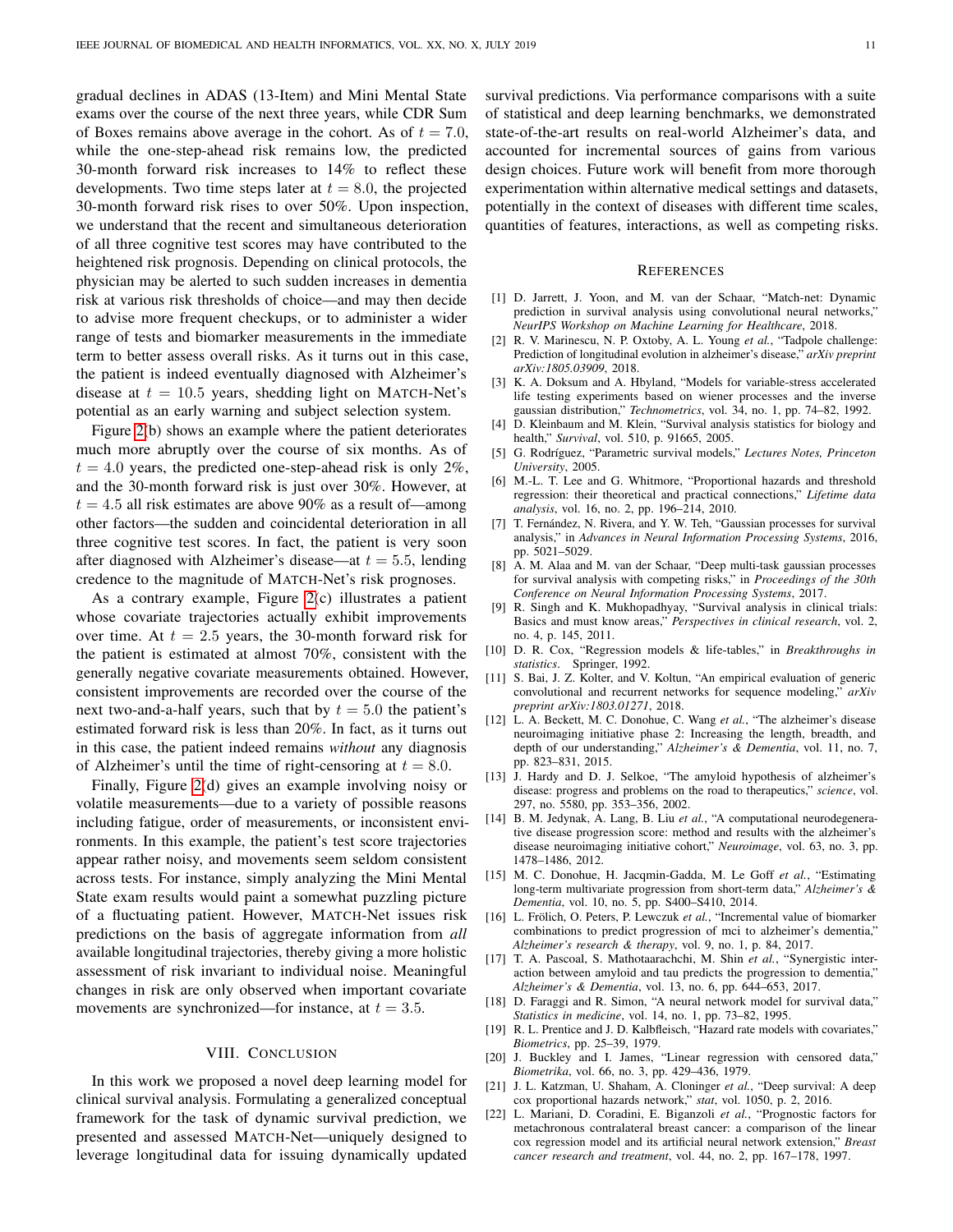gradual declines in ADAS (13-Item) and Mini Mental State exams over the course of the next three years, while CDR Sum of Boxes remains above average in the cohort. As of $t = 7.0$, while the one-step-ahead risk remains low, the predicted 30-month forward risk increases to 14% to reflect these developments. Two time steps later at $t = 8.0$, the projected 30-month forward risk rises to over 50%. Upon inspection, we understand that the recent and simultaneous deterioration of all three cognitive test scores may have contributed to the heightened risk prognosis. Depending on clinical protocols, the physician may be alerted to such sudden increases in dementia risk at various risk thresholds of choice—and may then decide to advise more frequent checkups, or to administer a wider range of tests and biomarker measurements in the immediate term to better assess overall risks. As it turns out in this case, the patient is indeed eventually diagnosed with Alzheimer's disease at $t = 10.5$ years, shedding light on MATCH-Net's potential as an early warning and subject selection system.

Figure 2(b) shows an example where the patient deteriorates much more abruptly over the course of six months. As of $t = 4.0$ years, the predicted one-step-ahead risk is only 2%, and the 30-month forward risk is just over 30%. However, at $t = 4.5$ all risk estimates are above 90% as a result of—among other factors—the sudden and coincidental deterioration in all three cognitive test scores. In fact, the patient is very soon after diagnosed with Alzheimer's disease—at $t = 5.5$, lending credence to the magnitude of MATCH-Net's risk prognoses.

As a contrary example, Figure 2(c) illustrates a patient whose covariate trajectories actually exhibit improvements over time. At $t = 2.5$ years, the 30-month forward risk for the patient is estimated at almost 70%, consistent with the generally negative covariate measurements obtained. However, consistent improvements are recorded over the course of the next two-and-a-half years, such that by $t = 5.0$ the patient's estimated forward risk is less than 20%. In fact, as it turns out in this case, the patient indeed remains *without* any diagnosis of Alzheimer's until the time of right-censoring at $t = 8.0$.

Finally, Figure 2(d) gives an example involving noisy or volatile measurements—due to a variety of possible reasons including fatigue, order of measurements, or inconsistent environments. In this example, the patient's test score trajectories appear rather noisy, and movements seem seldom consistent across tests. For instance, simply analyzing the Mini Mental State exam results would paint a somewhat puzzling picture of a fluctuating patient. However, MATCH-Net issues risk predictions on the basis of aggregate information from *all* available longitudinal trajectories, thereby giving a more holistic assessment of risk invariant to individual noise. Meaningful changes in risk are only observed when important covariate movements are synchronized—for instance, at $t = 3.5$.

## VIII. Conclusion

In this work we proposed a novel deep learning model for clinical survival analysis. Formulating a generalized conceptual framework for the task of dynamic survival prediction, we presented and assessed MATCH-Net—uniquely designed to leverage longitudinal data for issuing dynamically updated survival predictions. Via performance comparisons with a suite of statistical and deep learning benchmarks, we demonstrated state-of-the-art results on real-world Alzheimer's data, and accounted for incremental sources of gains from various design choices. Future work will benefit from more thorough experimentation within alternative medical settings and datasets, potentially in the context of diseases with different time scales, quantities of features, interactions, as well as competing risks.

## References

[1] D. Jarrett, J. Yoon, and M. van der Schaar, "Match-net: Dynamic prediction in survival analysis using convolutional neural networks," *NeurIPS Workshop on Machine Learning for Healthcare*, 2018.

[2] R. V. Marinescu, N. P. Oxtoby, A. L. Young *et al.*, "Tadpole challenge: Prediction of longitudinal evolution in alzheimer's disease," *arXiv preprint arXiv:1805.03909*, 2018.

[3] K. A. Doksum and A. Hbyland, "Models for variable-stress accelerated life testing experiments based on wiener processes and the inverse gaussian distribution," *Technometrics*, vol. 34, no. 1, pp. 74–82, 1992.

[4] D. Kleinbaum and M. Klein, "Survival analysis statistics for biology and health," *Survival*, vol. 510, p. 91665, 2005.

[5] G. Rodríguez, "Parametric survival models," *Lectures Notes, Princeton University*, 2005.

[6] M.-L. T. Lee and G. Whitmore, "Proportional hazards and threshold regression: their theoretical and practical connections," *Lifetime data analysis*, vol. 16, no. 2, pp. 196–214, 2010.

[7] T. Fernández, N. Rivera, and Y. W. Teh, "Gaussian processes for survival analysis," in *Advances in Neural Information Processing Systems*, 2016, pp. 5021–5029.

[8] A. M. Alaa and M. van der Schaar, "Deep multi-task gaussian processes for survival analysis with competing risks," in *Proceedings of the 30th Conference on Neural Information Processing Systems*, 2017.

[9] R. Singh and K. Mukhopadhyay, "Survival analysis in clinical trials: Basics and must know areas," *Perspectives in clinical research*, vol. 2, no. 4, p. 145, 2011.

[10] D. R. Cox, "Regression models & life-tables," in *Breakthroughs in statistics*. Springer, 1992.

[11] S. Bai, J. Z. Kolter, and V. Koltun, "An empirical evaluation of generic convolutional and recurrent networks for sequence modeling," *arXiv preprint arXiv:1803.01271*, 2018.

[12] L. A. Beckett, M. C. Donohue, C. Wang *et al.*, "The alzheimer's disease neuroimaging initiative phase 2: Increasing the length, breadth, and depth of our understanding," *Alzheimer's & Dementia*, vol. 11, no. 7, pp. 823–831, 2015.

[13] J. Hardy and D. J. Selkoe, "The amyloid hypothesis of alzheimer's disease: progress and problems on the road to therapeutics," *science*, vol. 297, no. 5580, pp. 353–356, 2002.

[14] B. M. Jedynak, A. Lang, B. Liu *et al.*, "A computational neurodegenerative disease progression score: method and results with the alzheimer's disease neuroimaging initiative cohort," *Neuroimage*, vol. 63, no. 3, pp. 1478–1486, 2012.

[15] M. C. Donohue, H. Jacqmin-Gadda, M. Le Goff *et al.*, "Estimating long-term multivariate progression from short-term data," *Alzheimer's & Dementia*, vol. 10, no. 5, pp. S400–S410, 2014.

[16] L. Frölich, O. Peters, P. Lewczuk *et al.*, "Incremental value of biomarker combinations to predict progression of mci to alzheimer's dementia," *Alzheimer's research & therapy*, vol. 9, no. 1, p. 84, 2017.

[17] T. A. Pascoal, S. Mathotaarachchi, M. Shin *et al.*, "Synergistic interaction between amyloid and tau predicts the progression to dementia," *Alzheimer's & Dementia*, vol. 13, no. 6, pp. 644–653, 2017.

[18] D. Faraggi and R. Simon, "A neural network model for survival data," *Statistics in medicine*, vol. 14, no. 1, pp. 73–82, 1995.

[19] R. L. Prentice and J. D. Kalbfleisch, "Hazard rate models with covariates," *Biometrics*, pp. 25–39, 1979.

[20] J. Buckley and I. James, "Linear regression with censored data," *Biometrika*, vol. 66, no. 3, pp. 429–436, 1979.

[21] J. L. Katzman, U. Shaham, A. Cloninger *et al.*, "Deep survival: A deep cox proportional hazards network," *stat*, vol. 1050, p. 2, 2016.

[22] L. Mariani, D. Coradini, E. Biganzoli *et al.*, "Prognostic factors for metachronous contralateral breast cancer: a comparison of the linear cox regression model and its artificial neural network extension," *Breast cancer research and treatment*, vol. 44, no. 2, pp. 167–178, 1997.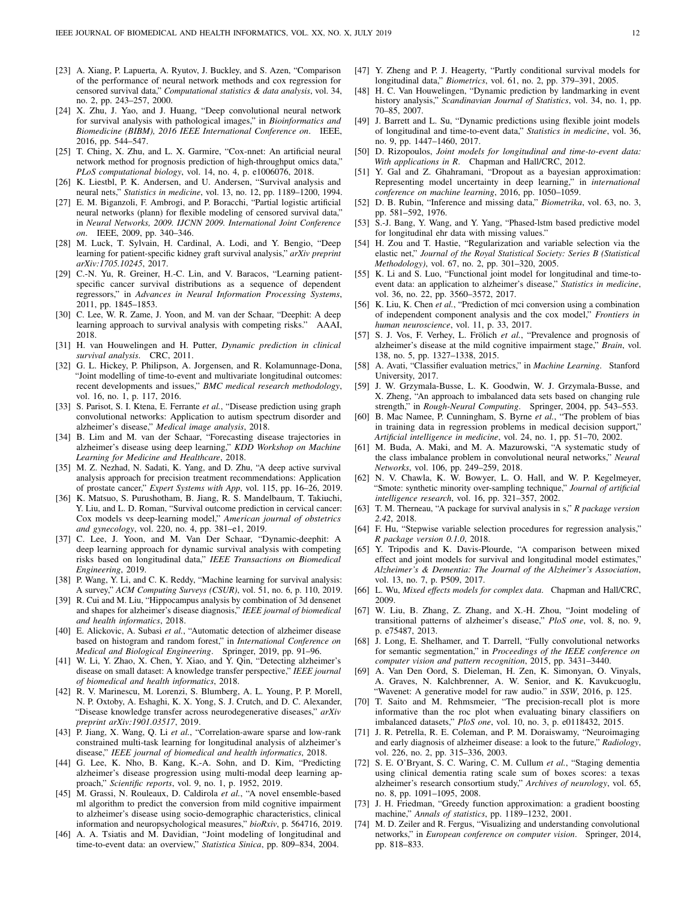[23] A. Xiang, P. Lapuerta, A. Ryutov, J. Buckley, and S. Azen, "Comparison of the performance of neural network methods and cox regression for censored survival data," *Computational statistics & data analysis*, vol. 34, no. 2, pp. 243–257, 2000.

[24] X. Zhu, J. Yao, and J. Huang, "Deep convolutional neural network for survival analysis with pathological images," in *Bioinformatics and Biomedicine (BIBM), 2016 IEEE International Conference on*. IEEE, 2016, pp. 544–547.

[25] T. Ching, X. Zhu, and L. X. Garmire, "Cox-nnet: An artificial neural network method for prognosis prediction of high-throughput omics data," *PLoS computational biology*, vol. 14, no. 4, p. e1006076, 2018.

[26] K. Liestbl, P. K. Andersen, and U. Andersen, "Survival analysis and neural nets," *Statistics in medicine*, vol. 13, no. 12, pp. 1189–1200, 1994.

[27] E. M. Biganzoli, F. Ambrogi, and P. Boracchi, "Partial logistic artificial neural networks (plann) for flexible modeling of censored survival data," in *Neural Networks, 2009. IJCNN 2009. International Joint Conference on*. IEEE, 2009, pp. 340–346.

[28] M. Luck, T. Sylvain, H. Cardinal, A. Lodi, and Y. Bengio, "Deep learning for patient-specific kidney graft survival analysis," *arXiv preprint arXiv:1705.10245*, 2017.

[29] C.-N. Yu, R. Greiner, H.-C. Lin, and V. Baracos, "Learning patient-specific cancer survival distributions as a sequence of dependent regressors," in *Advances in Neural Information Processing Systems*, 2011, pp. 1845–1853.

[30] C. Lee, W. R. Zame, J. Yoon, and M. van der Schaar, "Deephit: A deep learning approach to survival analysis with competing risks." AAAI, 2018.

[31] H. van Houwelingen and H. Putter, *Dynamic prediction in clinical survival analysis*. CRC, 2011.

[32] G. L. Hickey, P. Philipson, A. Jorgensen, and R. Kolamunnage-Dona, "Joint modelling of time-to-event and multivariate longitudinal outcomes: recent developments and issues," *BMC medical research methodology*, vol. 16, no. 1, p. 117, 2016.

[33] S. Parisot, S. I. Ktena, E. Ferrante *et al.*, "Disease prediction using graph convolutional networks: Application to autism spectrum disorder and alzheimer's disease," *Medical image analysis*, 2018.

[34] B. Lim and M. van der Schaar, "Forecasting disease trajectories in alzheimer's disease using deep learning," *KDD Workshop on Machine Learning for Medicine and Healthcare*, 2018.

[35] M. Z. Nezhad, N. Sadati, K. Yang, and D. Zhu, "A deep active survival analysis approach for precision treatment recommendations: Application of prostate cancer," *Expert Systems with App*, vol. 115, pp. 16–26, 2019.

[36] K. Matsuo, S. Purushotham, B. Jiang, R. S. Mandelbaum, T. Takiuchi, Y. Liu, and L. D. Roman, "Survival outcome prediction in cervical cancer: Cox models vs deep-learning model," *American journal of obstetrics and gynecology*, vol. 220, no. 4, pp. 381–e1, 2019.

[37] C. Lee, J. Yoon, and M. Van Der Schaar, "Dynamic-deephit: A deep learning approach for dynamic survival analysis with competing risks based on longitudinal data," *IEEE Transactions on Biomedical Engineering*, 2019.

[38] P. Wang, Y. Li, and C. K. Reddy, "Machine learning for survival analysis: A survey," *ACM Computing Surveys (CSUR)*, vol. 51, no. 6, p. 110, 2019.

[39] R. Cui and M. Liu, "Hippocampus analysis by combination of 3d densenet and shapes for alzheimer's disease diagnosis," *IEEE journal of biomedical and health informatics*, 2018.

[40] E. Alickovic, A. Subasi *et al.*, "Automatic detection of alzheimer disease based on histogram and random forest," in *International Conference on Medical and Biological Engineering*. Springer, 2019, pp. 91–96.

[41] W. Li, Y. Zhao, X. Chen, Y. Xiao, and Y. Qin, "Detecting alzheimer's disease on small dataset: A knowledge transfer perspective," *IEEE journal of biomedical and health informatics*, 2018.

[42] R. V. Marinescu, M. Lorenzi, S. Blumberg, A. L. Young, P. P. Morell, N. P. Oxtoby, A. Eshaghi, K. X. Yong, S. J. Crutch, and D. C. Alexander, "Disease knowledge transfer across neurodegenerative diseases," *arXiv preprint arXiv:1901.03517*, 2019.

[43] P. Jiang, X. Wang, Q. Li *et al.*, "Correlation-aware sparse and low-rank constrained multi-task learning for longitudinal analysis of alzheimer's disease," *IEEE journal of biomedical and health informatics*, 2018.

[44] G. Lee, K. Nho, B. Kang, K.-A. Sohn, and D. Kim, "Predicting alzheimer's disease progression using multi-modal deep learning approach," *Scientific reports*, vol. 9, no. 1, p. 1952, 2019.

[45] M. Grassi, N. Rouleaux, D. Caldirola *et al.*, "A novel ensemble-based ml algorithm to predict the conversion from mild cognitive impairment to alzheimer's disease using socio-demographic characteristics, clinical information and neuropsychological measures," *bioRxiv*, p. 564716, 2019.

[46] A. A. Tsiatis and M. Davidian, "Joint modeling of longitudinal and time-to-event data: an overview," *Statistica Sinica*, pp. 809–834, 2004.

[47] Y. Zheng and P. J. Heagerty, "Partly conditional survival models for longitudinal data," *Biometrics*, vol. 61, no. 2, pp. 379–391, 2005.

[48] H. C. Van Houwelingen, "Dynamic prediction by landmarking in event history analysis," *Scandinavian Journal of Statistics*, vol. 34, no. 1, pp. 70–85, 2007.

[49] J. Barrett and L. Su, "Dynamic predictions using flexible joint models of longitudinal and time-to-event data," *Statistics in medicine*, vol. 36, no. 9, pp. 1447–1460, 2017.

[50] D. Rizopoulos, *Joint models for longitudinal and time-to-event data: With applications in R*. Chapman and Hall/CRC, 2012.

[51] Y. Gal and Z. Ghahramani, "Dropout as a bayesian approximation: Representing model uncertainty in deep learning," in *international conference on machine learning*, 2016, pp. 1050–1059.

[52] D. B. Rubin, "Inference and missing data," *Biometrika*, vol. 63, no. 3, pp. 581–592, 1976.

[53] S.-J. Bang, Y. Wang, and Y. Yang, "Phased-lstm based predictive model for longitudinal ehr data with missing values."

[54] H. Zou and T. Hastie, "Regularization and variable selection via the elastic net," *Journal of the Royal Statistical Society: Series B (Statistical Methodology)*, vol. 67, no. 2, pp. 301–320, 2005.

[55] K. Li and S. Luo, "Functional joint model for longitudinal and time-to-event data: an application to alzheimer's disease," *Statistics in medicine*, vol. 36, no. 22, pp. 3560–3572, 2017.

[56] K. Liu, K. Chen *et al.*, "Prediction of mci conversion using a combination of independent component analysis and the cox model," *Frontiers in human neuroscience*, vol. 11, p. 33, 2017.

[57] S. J. Vos, F. Verhey, L. Frölich *et al.*, "Prevalence and prognosis of alzheimer's disease at the mild cognitive impairment stage," *Brain*, vol. 138, no. 5, pp. 1327–1338, 2015.

[58] A. Avati, "Classifier evaluation metrics," in *Machine Learning*. Stanford University, 2017.

[59] J. W. Grzymala-Busse, L. K. Goodwin, W. J. Grzymala-Busse, and X. Zheng, "An approach to imbalanced data sets based on changing rule strength," in *Rough-Neural Computing*. Springer, 2004, pp. 543–553.

[60] B. Mac Namee, P. Cunningham, S. Byrne *et al.*, "The problem of bias in training data in regression problems in medical decision support," *Artificial intelligence in medicine*, vol. 24, no. 1, pp. 51–70, 2002.

[61] M. Buda, A. Maki, and M. A. Mazurowski, "A systematic study of the class imbalance problem in convolutional neural networks," *Neural Networks*, vol. 106, pp. 249–259, 2018.

[62] N. V. Chawla, K. W. Bowyer, L. O. Hall, and W. P. Kegelmeyer, "Smote: synthetic minority over-sampling technique," *Journal of artificial intelligence research*, vol. 16, pp. 321–357, 2002.

[63] T. M. Therneau, "A package for survival analysis in s," *R package version 2.42*, 2018.

[64] F. Hu, "Stepwise variable selection procedures for regression analysis," *R package version 0.1.0*, 2018.

[65] Y. Tripodis and K. Davis-Plourde, "A comparison between mixed effect and joint models for survival and longitudinal model estimates," *Alzheimer's & Dementia: The Journal of the Alzheimer's Association*, vol. 13, no. 7, p. P509, 2017.

[66] L. Wu, *Mixed effects models for complex data*. Chapman and Hall/CRC, 2009.

[67] W. Liu, B. Zhang, Z. Zhang, and X.-H. Zhou, "Joint modeling of transitional patterns of alzheimer's disease," *PloS one*, vol. 8, no. 9, p. e75487, 2013.

[68] J. Long, E. Shelhamer, and T. Darrell, "Fully convolutional networks for semantic segmentation," in *Proceedings of the IEEE conference on computer vision and pattern recognition*, 2015, pp. 3431–3440.

[69] A. Van Den Oord, S. Dieleman, H. Zen, K. Simonyan, O. Vinyals, A. Graves, N. Kalchbrenner, A. W. Senior, and K. Kavukcuoglu, "Wavenet: A generative model for raw audio." in *SSW*, 2016, p. 125.

[70] T. Saito and M. Rehmsmeier, "The precision-recall plot is more informative than the roc plot when evaluating binary classifiers on imbalanced datasets," *PloS one*, vol. 10, no. 3, p. e0118432, 2015.

[71] J. R. Petrella, R. E. Coleman, and P. M. Doraiswamy, "Neuroimaging and early diagnosis of alzheimer disease: a look to the future," *Radiology*, vol. 226, no. 2, pp. 315–336, 2003.

[72] S. E. O'Bryant, S. C. Waring, C. M. Cullum *et al.*, "Staging dementia using clinical dementia rating scale sum of boxes scores: a texas alzheimer's research consortium study," *Archives of neurology*, vol. 65, no. 8, pp. 1091–1095, 2008.

[73] J. H. Friedman, "Greedy function approximation: a gradient boosting machine," *Annals of statistics*, pp. 1189–1232, 2001.

[74] M. D. Zeiler and R. Fergus, "Visualizing and understanding convolutional networks," in *European conference on computer vision*. Springer, 2014, pp. 818–833.